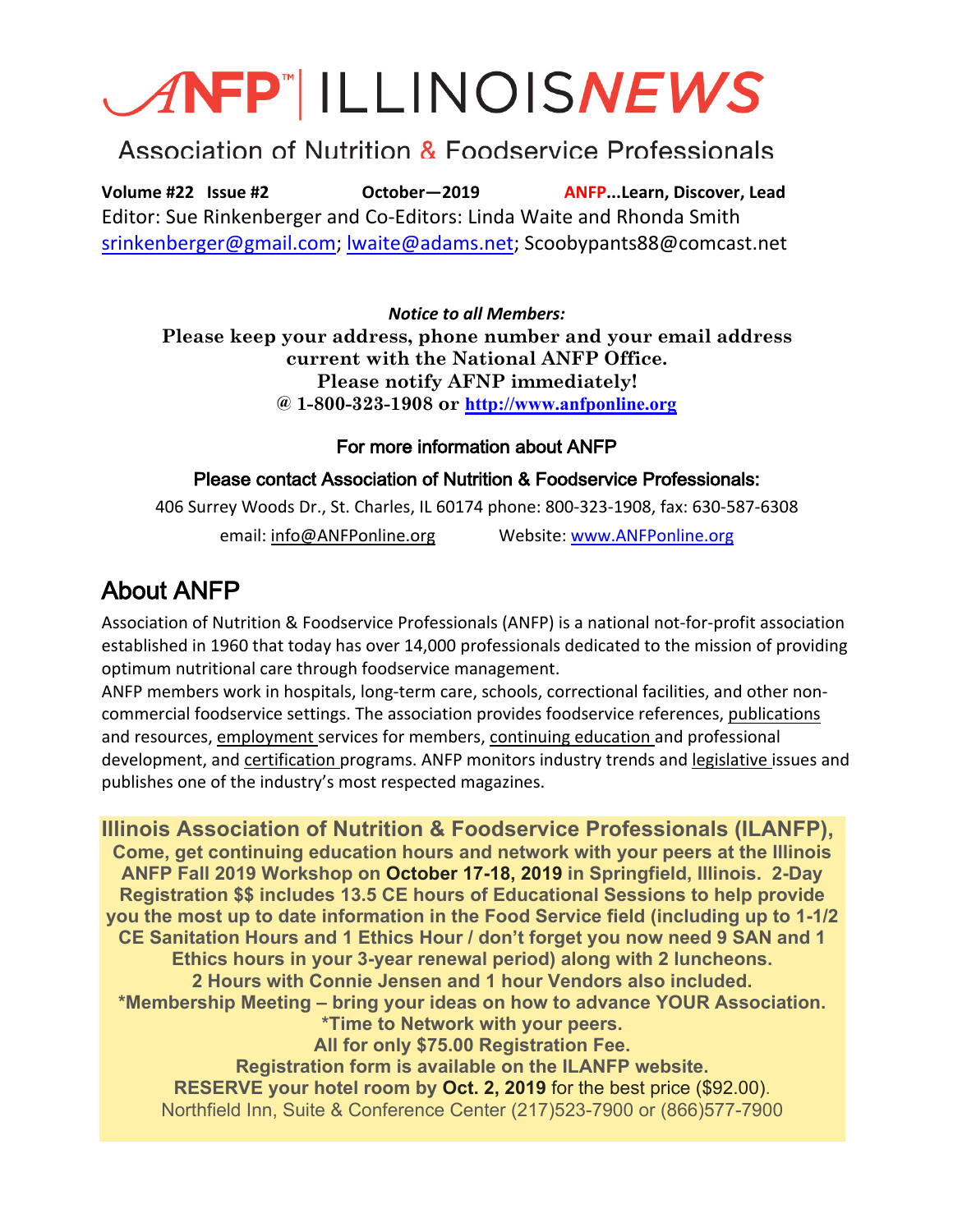# ANFP™ | ILLINOIS*NEWS*

Association of Nutrition & Foodservice Professionals

**Volume #22 Issue #2** **October—2019** **ANFP...Learn, Discover, Lead**

Editor: Sue Rinkenberger and Co-Editors: Linda Waite and Rhonda Smith
srinkenberger@gmail.com; lwaite@adams.net; Scoobypants88@comcast.net

***Notice to all Members:***

**Please keep your address, phone number and your email address current with the National ANFP Office.**
**Please notify AFNP immediately!**
**@ 1-800-323-1908 or http://www.anfponline.org**

For more information about ANFP

Please contact Association of Nutrition & Foodservice Professionals:

406 Surrey Woods Dr., St. Charles, IL 60174 phone: 800-323-1908, fax: 630-587-6308

email: info@ANFPonline.org Website: www.ANFPonline.org

## About ANFP

Association of Nutrition & Foodservice Professionals (ANFP) is a national not-for-profit association established in 1960 that today has over 14,000 professionals dedicated to the mission of providing optimum nutritional care through foodservice management.
ANFP members work in hospitals, long-term care, schools, correctional facilities, and other non-commercial foodservice settings. The association provides foodservice references, publications and resources, employment services for members, continuing education and professional development, and certification programs. ANFP monitors industry trends and legislative issues and publishes one of the industry's most respected magazines.

**Illinois Association of Nutrition & Foodservice Professionals (ILANFP),**
**Come, get continuing education hours and network with your peers at the Illinois ANFP Fall 2019 Workshop on October 17-18, 2019 in Springfield, Illinois. 2-Day Registration $$ includes 13.5 CE hours of Educational Sessions to help provide you the most up to date information in the Food Service field (including up to 1-1/2 CE Sanitation Hours and 1 Ethics Hour / don't forget you now need 9 SAN and 1 Ethics hours in your 3-year renewal period) along with 2 luncheons.**
**2 Hours with Connie Jensen and 1 hour Vendors also included.**
**\*Membership Meeting – bring your ideas on how to advance YOUR Association.**
**\*Time to Network with your peers.**
**All for only $75.00 Registration Fee.**
**Registration form is available on the ILANFP website.**
**RESERVE your hotel room by Oct. 2, 2019** for the best price ($92.00).
Northfield Inn, Suite & Conference Center (217)523-7900 or (866)577-7900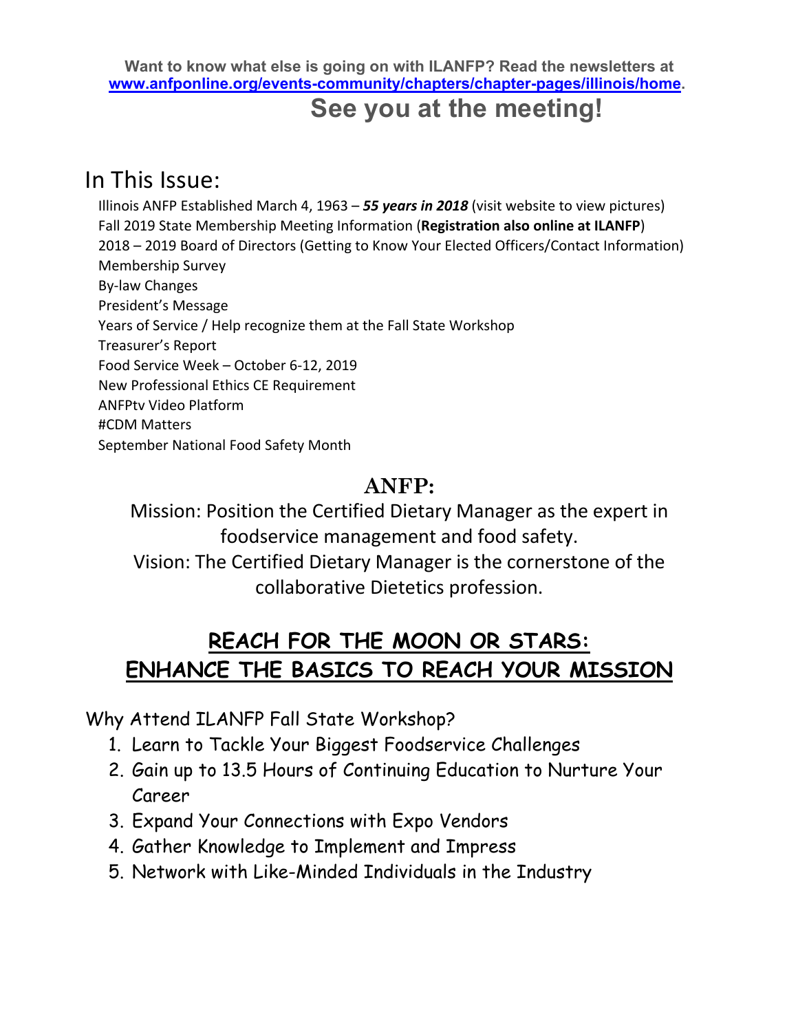**Want to know what else is going on with ILANFP? Read the newsletters at [www.anfponline.org/events-community/chapters/chapter-pages/illinois/home](www.anfponline.org/events-community/chapters/chapter-pages/illinois/home).**

## See you at the meeting!

# In This Issue:

- Illinois ANFP Established March 4, 1963 – ***55 years in 2018*** (visit website to view pictures)
- Fall 2019 State Membership Meeting Information (**Registration also online at ILANFP**)
- 2018 – 2019 Board of Directors (Getting to Know Your Elected Officers/Contact Information)
- Membership Survey
- By-law Changes
- President's Message
- Years of Service / Help recognize them at the Fall State Workshop
- Treasurer's Report
- Food Service Week – October 6-12, 2019
- New Professional Ethics CE Requirement
- ANFPtv Video Platform
- #CDM Matters
- September National Food Safety Month

## ANFP:

Mission: Position the Certified Dietary Manager as the expert in foodservice management and food safety.

Vision: The Certified Dietary Manager is the cornerstone of the collaborative Dietetics profession.

## REACH FOR THE MOON OR STARS: ENHANCE THE BASICS TO REACH YOUR MISSION

Why Attend ILANFP Fall State Workshop?

1. Learn to Tackle Your Biggest Foodservice Challenges
2. Gain up to 13.5 Hours of Continuing Education to Nurture Your Career
3. Expand Your Connections with Expo Vendors
4. Gather Knowledge to Implement and Impress
5. Network with Like-Minded Individuals in the Industry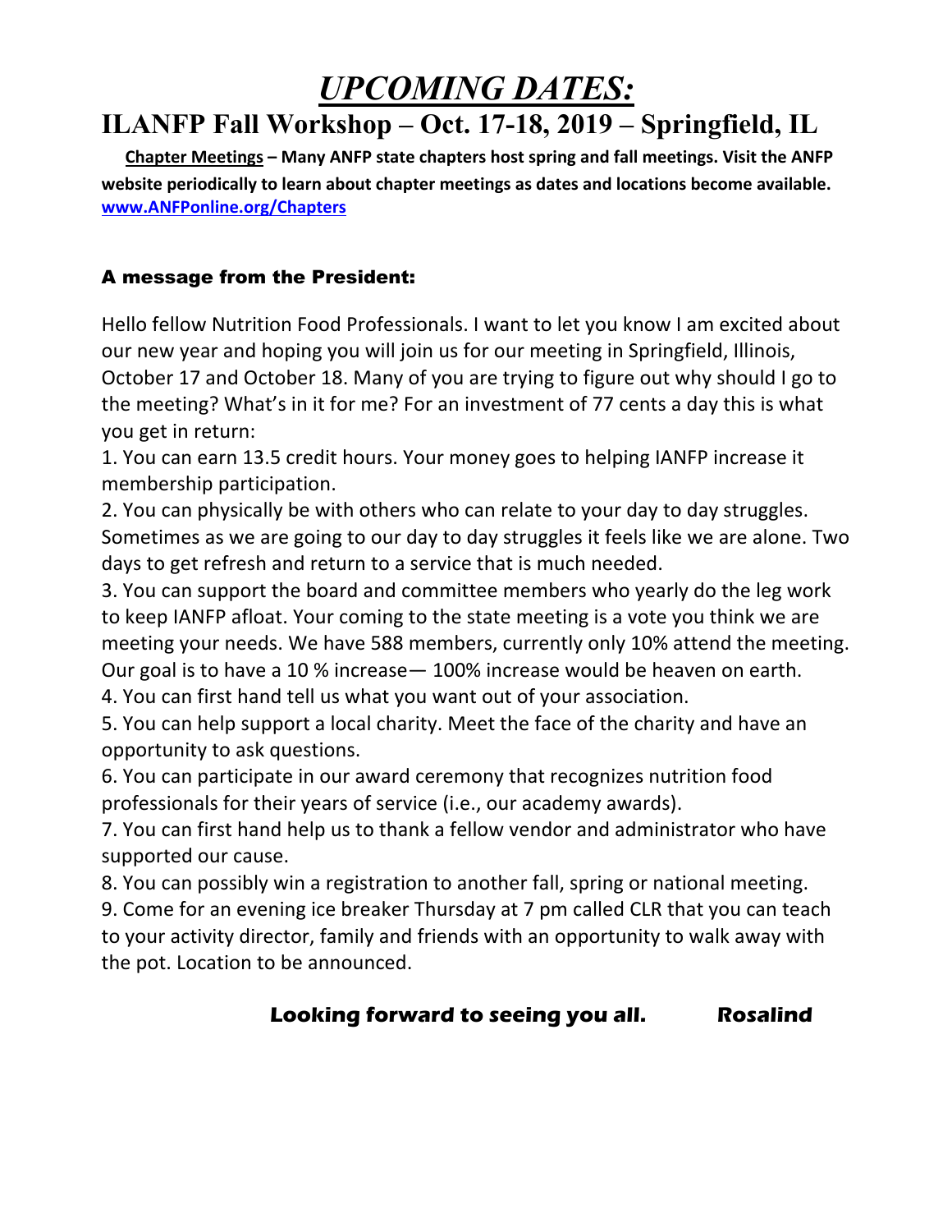# *UPCOMING DATES:*

## ILANFP Fall Workshop – Oct. 17-18, 2019 – Springfield, IL

**Chapter Meetings – Many ANFP state chapters host spring and fall meetings. Visit the ANFP website periodically to learn about chapter meetings as dates and locations become available.** **www.ANFPonline.org/Chapters**

### A message from the President:

Hello fellow Nutrition Food Professionals. I want to let you know I am excited about our new year and hoping you will join us for our meeting in Springfield, Illinois, October 17 and October 18. Many of you are trying to figure out why should I go to the meeting? What's in it for me? For an investment of 77 cents a day this is what you get in return:

1. You can earn 13.5 credit hours. Your money goes to helping IANFP increase it membership participation.
2. You can physically be with others who can relate to your day to day struggles. Sometimes as we are going to our day to day struggles it feels like we are alone. Two days to get refresh and return to a service that is much needed.
3. You can support the board and committee members who yearly do the leg work to keep IANFP afloat. Your coming to the state meeting is a vote you think we are meeting your needs. We have 588 members, currently only 10% attend the meeting. Our goal is to have a 10 % increase— 100% increase would be heaven on earth.
4. You can first hand tell us what you want out of your association.
5. You can help support a local charity. Meet the face of the charity and have an opportunity to ask questions.
6. You can participate in our award ceremony that recognizes nutrition food professionals for their years of service (i.e., our academy awards).
7. You can first hand help us to thank a fellow vendor and administrator who have supported our cause.
8. You can possibly win a registration to another fall, spring or national meeting.
9. Come for an evening ice breaker Thursday at 7 pm called CLR that you can teach to your activity director, family and friends with an opportunity to walk away with the pot. Location to be announced.

***Looking forward to seeing you all.*** ***Rosalind***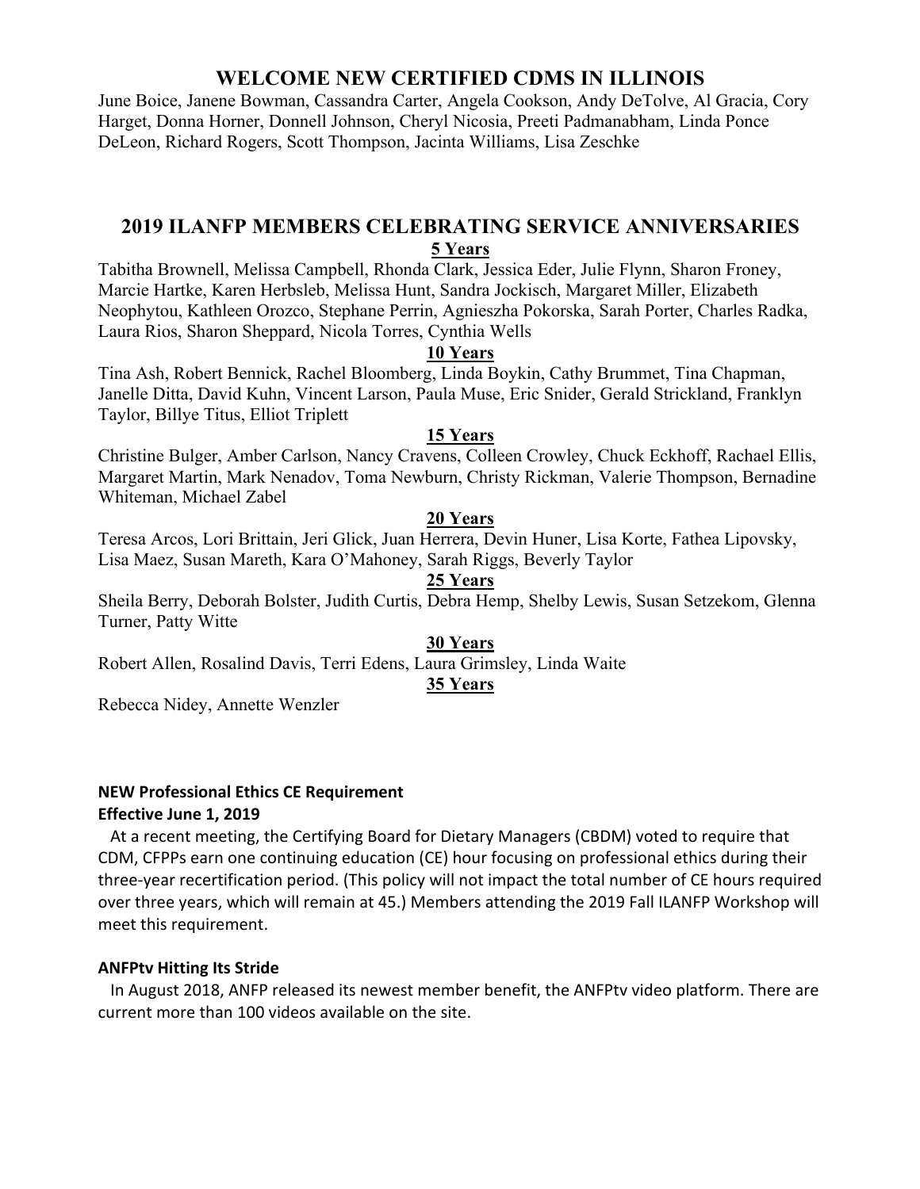## WELCOME NEW CERTIFIED CDMS IN ILLINOIS

June Boice, Janene Bowman, Cassandra Carter, Angela Cookson, Andy DeTolve, Al Gracia, Cory Harget, Donna Horner, Donnell Johnson, Cheryl Nicosia, Preeti Padmanabham, Linda Ponce DeLeon, Richard Rogers, Scott Thompson, Jacinta Williams, Lisa Zeschke

## 2019 ILANFP MEMBERS CELEBRATING SERVICE ANNIVERSARIES

### 5 Years

Tabitha Brownell, Melissa Campbell, Rhonda Clark, Jessica Eder, Julie Flynn, Sharon Froney, Marcie Hartke, Karen Herbsleb, Melissa Hunt, Sandra Jockisch, Margaret Miller, Elizabeth Neophytou, Kathleen Orozco, Stephane Perrin, Agnieszha Pokorska, Sarah Porter, Charles Radka, Laura Rios, Sharon Sheppard, Nicola Torres, Cynthia Wells

### 10 Years

Tina Ash, Robert Bennick, Rachel Bloomberg, Linda Boykin, Cathy Brummet, Tina Chapman, Janelle Ditta, David Kuhn, Vincent Larson, Paula Muse, Eric Snider, Gerald Strickland, Franklyn Taylor, Billye Titus, Elliot Triplett

### 15 Years

Christine Bulger, Amber Carlson, Nancy Cravens, Colleen Crowley, Chuck Eckhoff, Rachael Ellis, Margaret Martin, Mark Nenadov, Toma Newburn, Christy Rickman, Valerie Thompson, Bernadine Whiteman, Michael Zabel

### 20 Years

Teresa Arcos, Lori Brittain, Jeri Glick, Juan Herrera, Devin Huner, Lisa Korte, Fathea Lipovsky, Lisa Maez, Susan Mareth, Kara O'Mahoney, Sarah Riggs, Beverly Taylor

### 25 Years

Sheila Berry, Deborah Bolster, Judith Curtis, Debra Hemp, Shelby Lewis, Susan Setzekom, Glenna Turner, Patty Witte

### 30 Years

Robert Allen, Rosalind Davis, Terri Edens, Laura Grimsley, Linda Waite

### 35 Years

Rebecca Nidey, Annette Wenzler

**NEW Professional Ethics CE Requirement**
**Effective June 1, 2019**

At a recent meeting, the Certifying Board for Dietary Managers (CBDM) voted to require that CDM, CFPPs earn one continuing education (CE) hour focusing on professional ethics during their three-year recertification period. (This policy will not impact the total number of CE hours required over three years, which will remain at 45.) Members attending the 2019 Fall ILANFP Workshop will meet this requirement.

**ANFPtv Hitting Its Stride**

In August 2018, ANFP released its newest member benefit, the ANFPtv video platform. There are current more than 100 videos available on the site.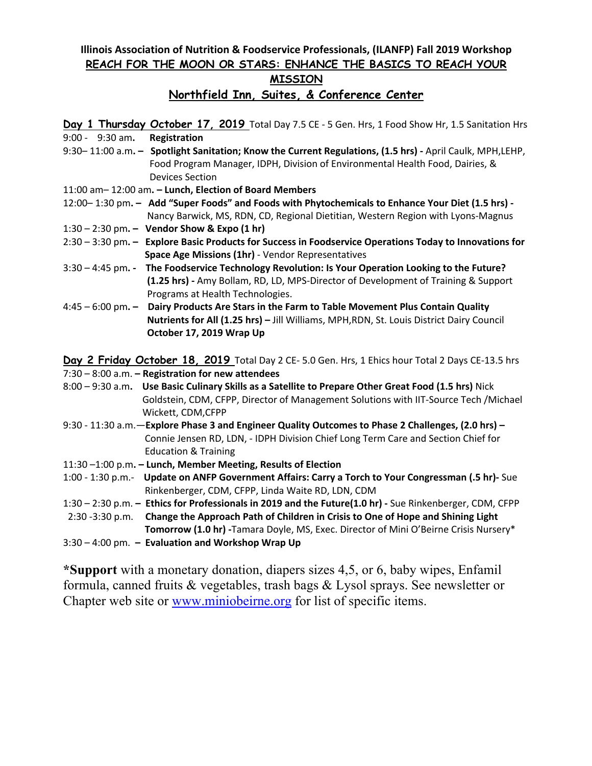**Illinois Association of Nutrition & Foodservice Professionals, (ILANFP) Fall 2019 Workshop**

**REACH FOR THE MOON OR STARS: ENHANCE THE BASICS TO REACH YOUR MISSION**

**Northfield Inn, Suites, & Conference Center**

**Day 1 Thursday October 17, 2019** Total Day 7.5 CE - 5 Gen. Hrs, 1 Food Show Hr, 1.5 Sanitation Hrs

9:00 - 9:30 am. **Registration**

9:30– 11:00 a.m. – **Spotlight Sanitation; Know the Current Regulations, (1.5 hrs) -** April Caulk, MPH,LEHP, Food Program Manager, IDPH, Division of Environmental Health Food, Dairies, & Devices Section

11:00 am– 12:00 am. – **Lunch, Election of Board Members**

12:00– 1:30 pm. – **Add "Super Foods" and Foods with Phytochemicals to Enhance Your Diet (1.5 hrs) -** Nancy Barwick, MS, RDN, CD, Regional Dietitian, Western Region with Lyons-Magnus

1:30 – 2:30 pm. – **Vendor Show & Expo (1 hr)**

2:30 – 3:30 pm. – **Explore Basic Products for Success in Foodservice Operations Today to Innovations for Space Age Missions (1hr)** - Vendor Representatives

3:30 – 4:45 pm. - **The Foodservice Technology Revolution: Is Your Operation Looking to the Future? (1.25 hrs) -** Amy Bollam, RD, LD, MPS-Director of Development of Training & Support Programs at Health Technologies.

4:45 – 6:00 pm. – **Dairy Products Are Stars in the Farm to Table Movement Plus Contain Quality Nutrients for All (1.25 hrs) –** Jill Williams, MPH,RDN, St. Louis District Dairy Council **October 17, 2019 Wrap Up**

**Day 2 Friday October 18, 2019** Total Day 2 CE- 5.0 Gen. Hrs, 1 Ehics hour Total 2 Days CE-13.5 hrs

7:30 – 8:00 a.m. – **Registration for new attendees**

8:00 – 9:30 a.m. **Use Basic Culinary Skills as a Satellite to Prepare Other Great Food (1.5 hrs)** Nick Goldstein, CDM, CFPP, Director of Management Solutions with IIT-Source Tech /Michael Wickett, CDM,CFPP

9:30 - 11:30 a.m.—**Explore Phase 3 and Engineer Quality Outcomes to Phase 2 Challenges, (2.0 hrs) –** Connie Jensen RD, LDN, - IDPH Division Chief Long Term Care and Section Chief for Education & Training

11:30 –1:00 p.m. – **Lunch, Member Meeting, Results of Election**

1:00 - 1:30 p.m.- **Update on ANFP Government Affairs: Carry a Torch to Your Congressman (.5 hr)-** Sue Rinkenberger, CDM, CFPP, Linda Waite RD, LDN, CDM

1:30 – 2:30 p.m. – **Ethics for Professionals in 2019 and the Future(1.0 hr) -** Sue Rinkenberger, CDM, CFPP

2:30 -3:30 p.m. **Change the Approach Path of Children in Crisis to One of Hope and Shining Light Tomorrow (1.0 hr) -**Tamara Doyle, MS, Exec. Director of Mini O'Beirne Crisis Nursery*

3:30 – 4:00 pm. – **Evaluation and Workshop Wrap Up**

***Support** with a monetary donation, diapers sizes 4,5, or 6, baby wipes, Enfamil formula, canned fruits & vegetables, trash bags & Lysol sprays. See newsletter or Chapter web site or www.miniobeirne.org for list of specific items.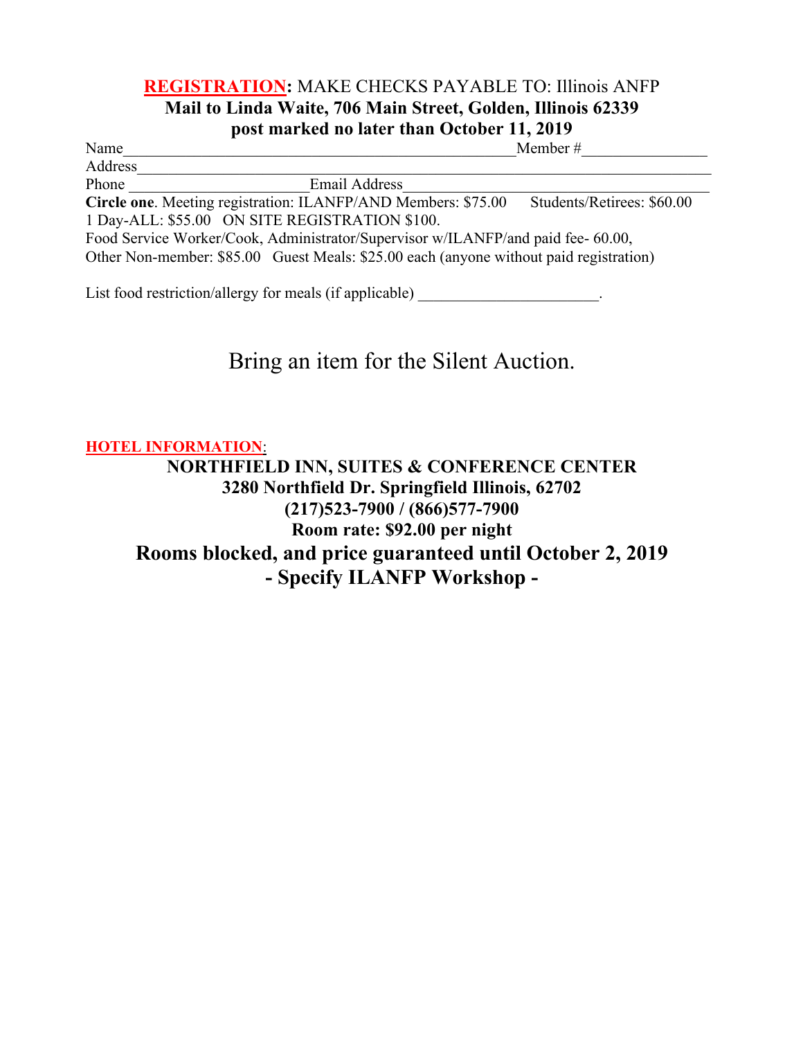**REGISTRATION:** MAKE CHECKS PAYABLE TO: Illinois ANFP
**Mail to Linda Waite, 706 Main Street, Golden, Illinois 62339**
**post marked no later than October 11, 2019**

Name_________________________________________________Member #________________

Address__________________________________________________________________________

Phone _______________________Email Address_______________________________________

**Circle one**. Meeting registration: ILANFP/AND Members: $75.00 Students/Retirees: $60.00
1 Day-ALL: $55.00 ON SITE REGISTRATION $100.
Food Service Worker/Cook, Administrator/Supervisor w/ILANFP/and paid fee- 60.00,
Other Non-member: $85.00 Guest Meals: $25.00 each (anyone without paid registration)

List food restriction/allergy for meals (if applicable) _______________________.

Bring an item for the Silent Auction.

**HOTEL INFORMATION**:

**NORTHFIELD INN, SUITES & CONFERENCE CENTER**
**3280 Northfield Dr. Springfield Illinois, 62702**
**(217)523-7900 / (866)577-7900**
**Room rate: $92.00 per night**
**Rooms blocked, and price guaranteed until October 2, 2019**
**- Specify ILANFP Workshop -**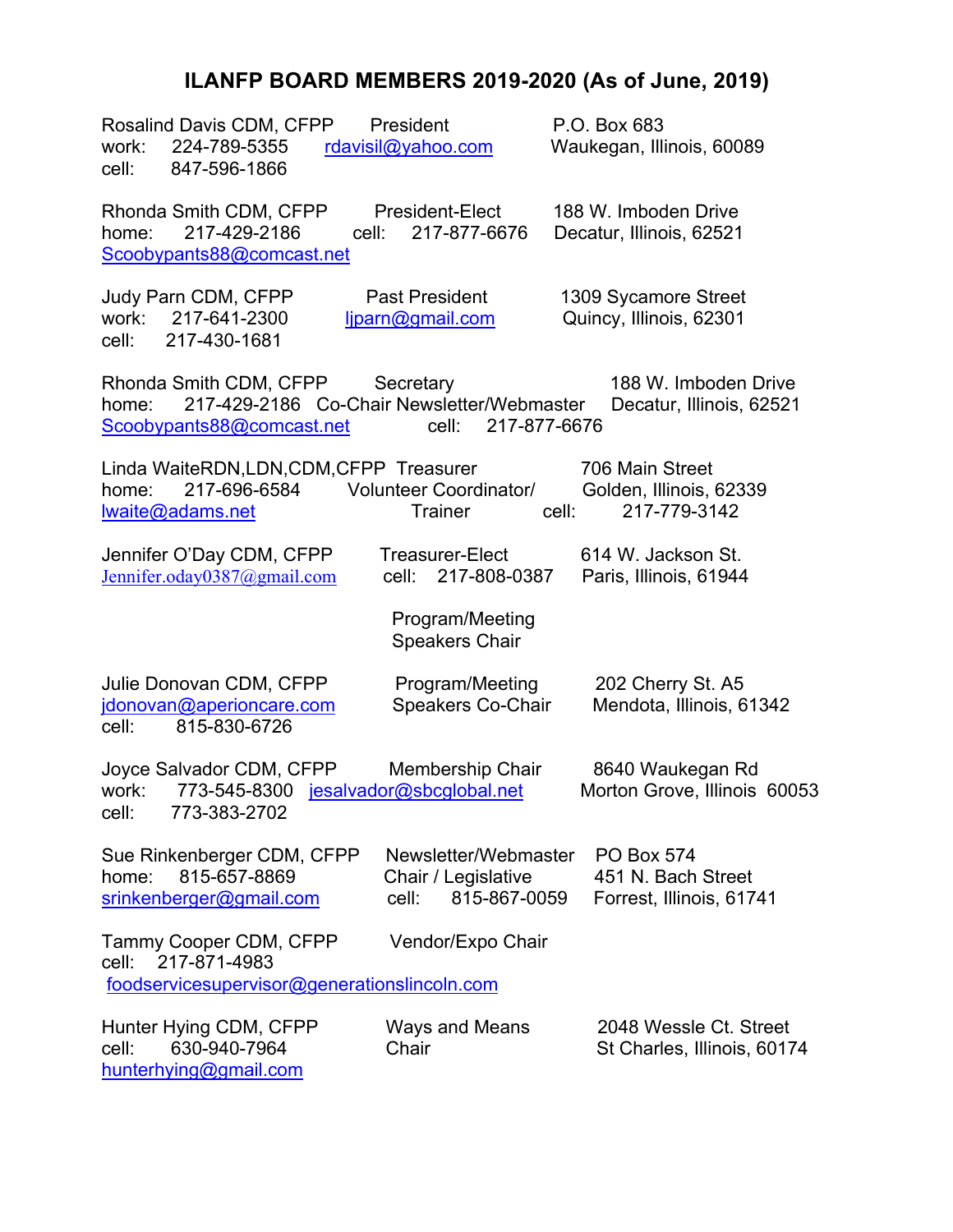# ILANFP BOARD MEMBERS 2019-2020 (As of June, 2019)

Rosalind Davis CDM, CFPP — President
work: 224-789-5355 — rdavisil@yahoo.com
cell: 847-596-1866
P.O. Box 683
Waukegan, Illinois, 60089

Rhonda Smith CDM, CFPP — President-Elect
home: 217-429-2186 — cell: 217-877-6676
Scoobypants88@comcast.net
188 W. Imboden Drive
Decatur, Illinois, 62521

Judy Parn CDM, CFPP — Past President
work: 217-641-2300 — ljparn@gmail.com
cell: 217-430-1681
1309 Sycamore Street
Quincy, Illinois, 62301

Rhonda Smith CDM, CFPP — Secretary / Co-Chair Newsletter/Webmaster
home: 217-429-2186 — cell: 217-877-6676
Scoobypants88@comcast.net
188 W. Imboden Drive
Decatur, Illinois, 62521

Linda WaiteRDN,LDN,CDM,CFPP — Treasurer / Volunteer Coordinator/ Trainer
home: 217-696-6584 — cell: 217-779-3142
lwaite@adams.net
706 Main Street
Golden, Illinois, 62339

Jennifer O'Day CDM, CFPP — Treasurer-Elect
Jennifer.oday0387@gmail.com — cell: 217-808-0387
614 W. Jackson St.
Paris, Illinois, 61944

Program/Meeting Speakers Chair

Julie Donovan CDM, CFPP — Program/Meeting Speakers Co-Chair
jdonovan@aperioncare.com
cell: 815-830-6726
202 Cherry St. A5
Mendota, Illinois, 61342

Joyce Salvador CDM, CFPP — Membership Chair
work: 773-545-8300 — jesalvador@sbcglobal.net
cell: 773-383-2702
8640 Waukegan Rd
Morton Grove, Illinois 60053

Sue Rinkenberger CDM, CFPP — Newsletter/Webmaster Chair / Legislative
home: 815-657-8869 — cell: 815-867-0059
srinkenberger@gmail.com
PO Box 574
451 N. Bach Street
Forrest, Illinois, 61741

Tammy Cooper CDM, CFPP — Vendor/Expo Chair
cell: 217-871-4983
foodservicesupervisor@generationslincoln.com

Hunter Hying CDM, CFPP — Ways and Means Chair
cell: 630-940-7964
hunterhying@gmail.com
2048 Wessle Ct. Street
St Charles, Illinois, 60174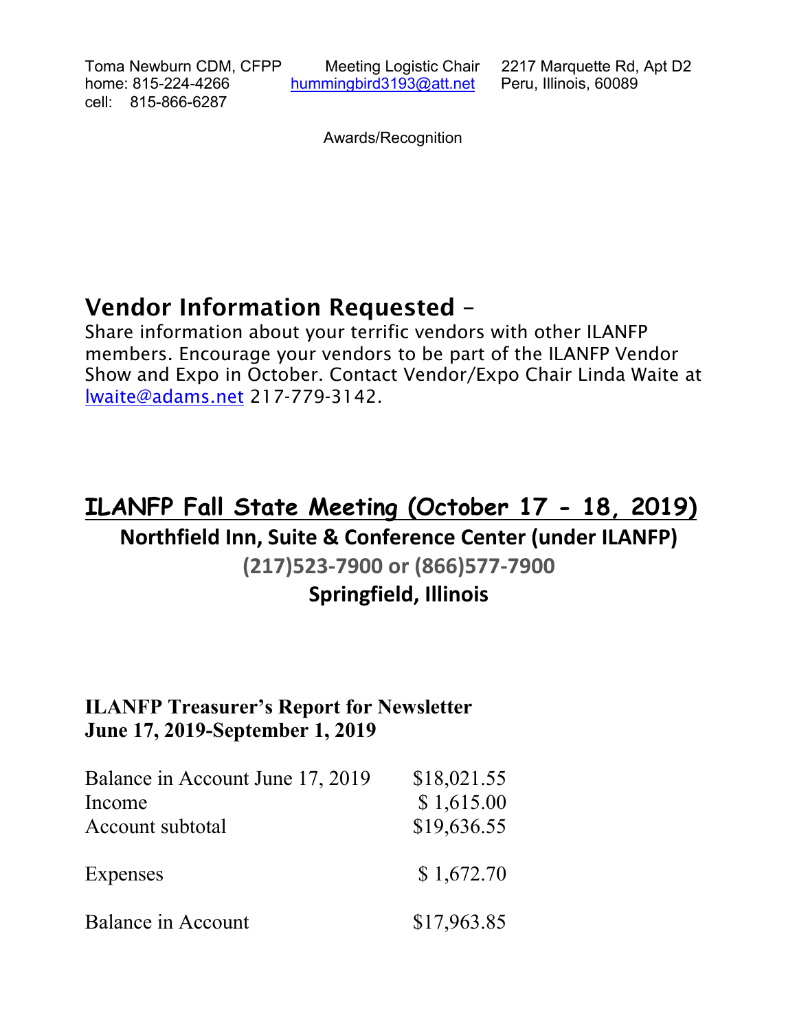Toma Newburn CDM, CFPP | Meeting Logistic Chair | 2217 Marquette Rd, Apt D2
home: 815-224-4266 | hummingbird3193@att.net | Peru, Illinois, 60089
cell: 815-866-6287

Awards/Recognition

## Vendor Information Requested –

Share information about your terrific vendors with other ILANFP members. Encourage your vendors to be part of the ILANFP Vendor Show and Expo in October. Contact Vendor/Expo Chair Linda Waite at lwaite@adams.net 217-779-3142.

## ILANFP Fall State Meeting (October 17 - 18, 2019)

**Northfield Inn, Suite & Conference Center (under ILANFP)**

**(217)523-7900 or (866)577-7900**

**Springfield, Illinois**

### ILANFP Treasurer's Report for Newsletter
### June 17, 2019-September 1, 2019

| | |
|---|---|
| Balance in Account June 17, 2019 | $18,021.55 |
| Income | $ 1,615.00 |
| Account subtotal | $19,636.55 |
| Expenses | $ 1,672.70 |
| Balance in Account | $17,963.85 |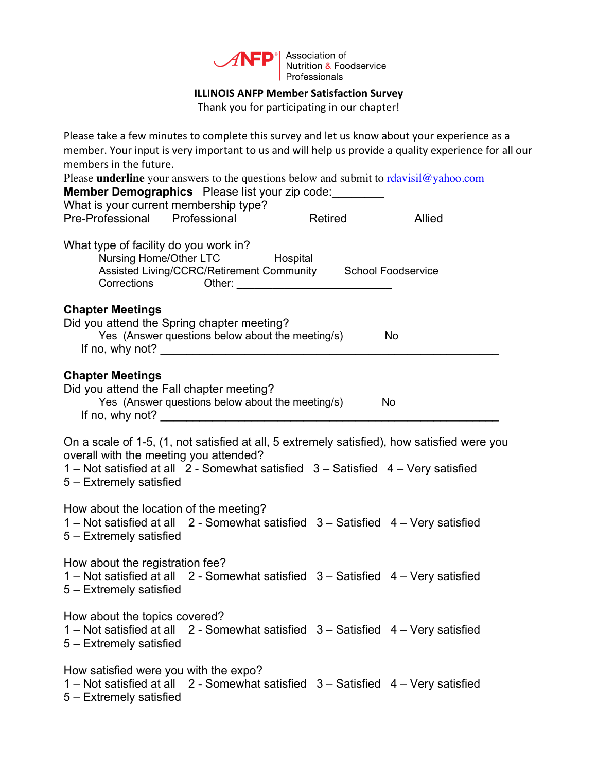ANFP Association of Nutrition & Foodservice Professionals

**ILLINOIS ANFP Member Satisfaction Survey**

Thank you for participating in our chapter!

Please take a few minutes to complete this survey and let us know about your experience as a member. Your input is very important to us and will help us provide a quality experience for all our members in the future.

Please **underline** your answers to the questions below and submit to rdavisil@yahoo.com

**Member Demographics** Please list your zip code:________

What is your current membership type?

Pre-Professional Professional Retired Allied

What type of facility do you work in?

Nursing Home/Other LTC Hospital
Assisted Living/CCRC/Retirement Community School Foodservice
Corrections Other: _________________________

**Chapter Meetings**

Did you attend the Spring chapter meeting?

Yes (Answer questions below about the meeting/s) No

If no, why not? _____________________________________________________

**Chapter Meetings**

Did you attend the Fall chapter meeting?

Yes (Answer questions below about the meeting/s) No

If no, why not? _____________________________________________________

On a scale of 1-5, (1, not satisfied at all, 5 extremely satisfied), how satisfied were you overall with the meeting you attended?

1 – Not satisfied at all 2 - Somewhat satisfied 3 – Satisfied 4 – Very satisfied
5 – Extremely satisfied

How about the location of the meeting?

1 – Not satisfied at all 2 - Somewhat satisfied 3 – Satisfied 4 – Very satisfied
5 – Extremely satisfied

How about the registration fee?

1 – Not satisfied at all 2 - Somewhat satisfied 3 – Satisfied 4 – Very satisfied
5 – Extremely satisfied

How about the topics covered?

1 – Not satisfied at all 2 - Somewhat satisfied 3 – Satisfied 4 – Very satisfied
5 – Extremely satisfied

How satisfied were you with the expo?

1 – Not satisfied at all 2 - Somewhat satisfied 3 – Satisfied 4 – Very satisfied
5 – Extremely satisfied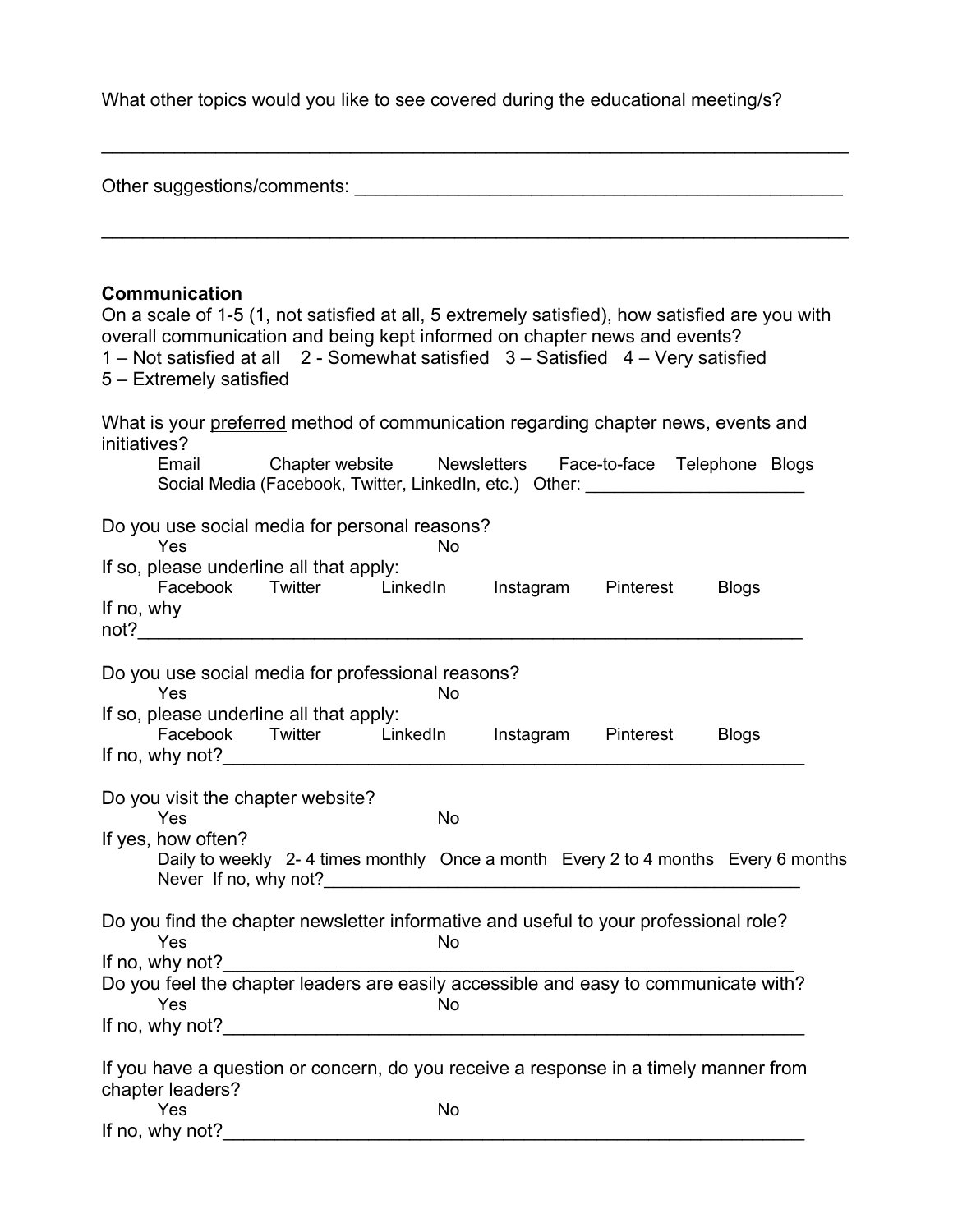What other topics would you like to see covered during the educational meeting/s?

___________________________________________________________________________

Other suggestions/comments: __________________________________________________

___________________________________________________________________________

**Communication**

On a scale of 1-5 (1, not satisfied at all, 5 extremely satisfied), how satisfied are you with overall communication and being kept informed on chapter news and events?
1 – Not satisfied at all   2 - Somewhat satisfied   3 – Satisfied   4 – Very satisfied
5 – Extremely satisfied

What is your <u>preferred</u> method of communication regarding chapter news, events and initiatives?

Email   Chapter website   Newsletters   Face-to-face   Telephone   Blogs
Social Media (Facebook, Twitter, LinkedIn, etc.)   Other: ______________________

Do you use social media for personal reasons?

Yes   No

If so, please underline all that apply:

Facebook   Twitter   LinkedIn   Instagram   Pinterest   Blogs

If no, why not?_______________________________________________________________

Do you use social media for professional reasons?

Yes   No

If so, please underline all that apply:

Facebook   Twitter   LinkedIn   Instagram   Pinterest   Blogs

If no, why not?_______________________________________________________________

Do you visit the chapter website?

Yes   No

If yes, how often?

Daily to weekly   2- 4 times monthly   Once a month   Every 2 to 4 months   Every 6 months
Never   If no, why not?_______________________________________________

Do you find the chapter newsletter informative and useful to your professional role?

Yes   No

If no, why not?_______________________________________________________________

Do you feel the chapter leaders are easily accessible and easy to communicate with?

Yes   No

If no, why not?_______________________________________________________________

If you have a question or concern, do you receive a response in a timely manner from chapter leaders?

Yes   No

If no, why not?_______________________________________________________________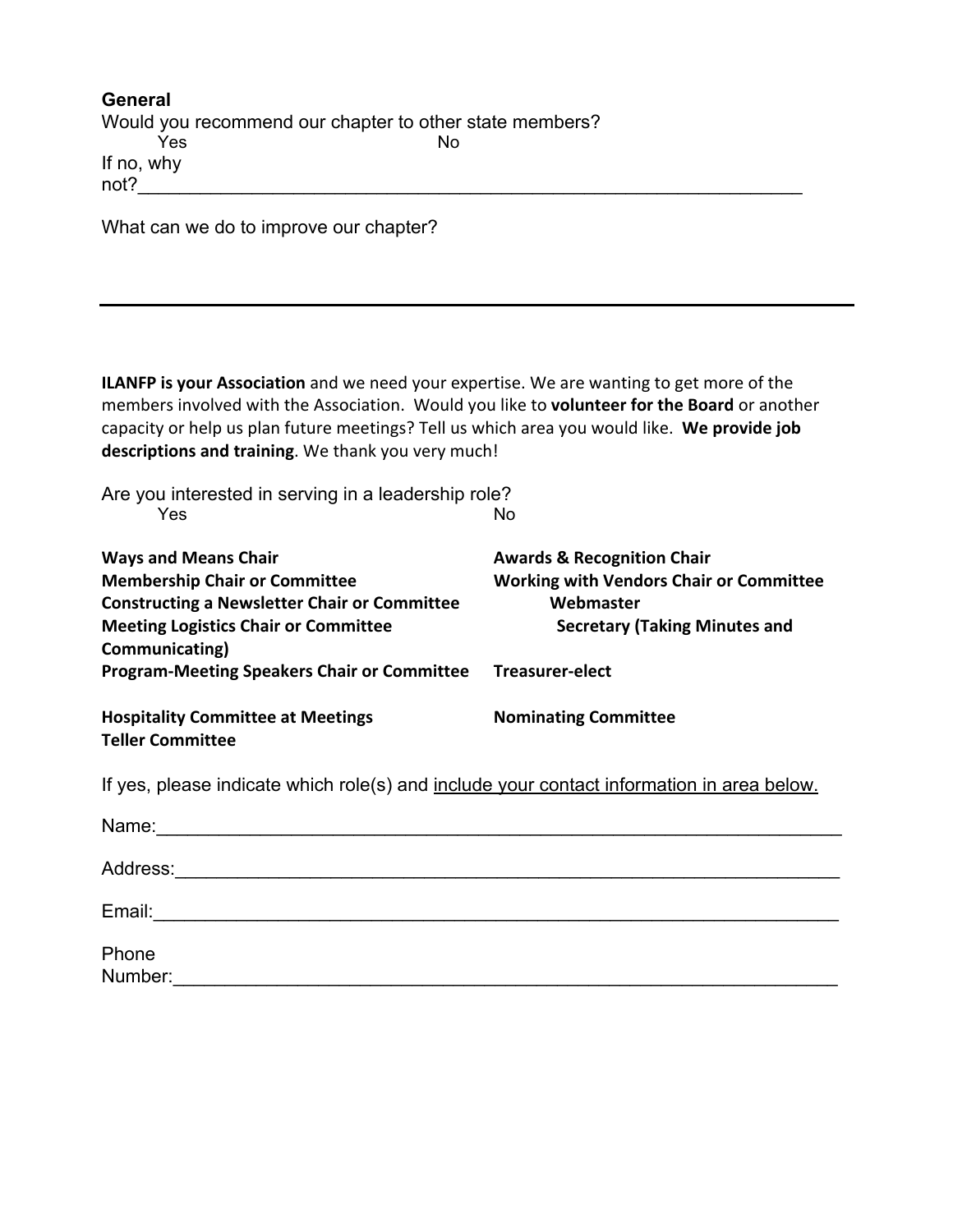**General**

Would you recommend our chapter to other state members?

Yes No

If no, why not?___________________________________________________________________

What can we do to improve our chapter?

---

**ILANFP is your Association** and we need your expertise. We are wanting to get more of the members involved with the Association. Would you like to **volunteer for the Board** or another capacity or help us plan future meetings? Tell us which area you would like. **We provide job descriptions and training**. We thank you very much!

Are you interested in serving in a leadership role?

Yes No

**Ways and Means Chair**
**Membership Chair or Committee**
**Constructing a Newsletter Chair or Committee**
**Meeting Logistics Chair or Committee**
**Program-Meeting Speakers Chair or Committee**
**Hospitality Committee at Meetings**
**Teller Committee**
**Awards & Recognition Chair**
**Working with Vendors Chair or Committee**
**Webmaster**
**Secretary (Taking Minutes and Communicating)**
**Treasurer-elect**
**Nominating Committee**

If yes, please indicate which role(s) and <u>include your contact information in area below.</u>

Name:___________________________________________________________________

Address:_________________________________________________________________

Email:___________________________________________________________________

Phone Number:____________________________________________________________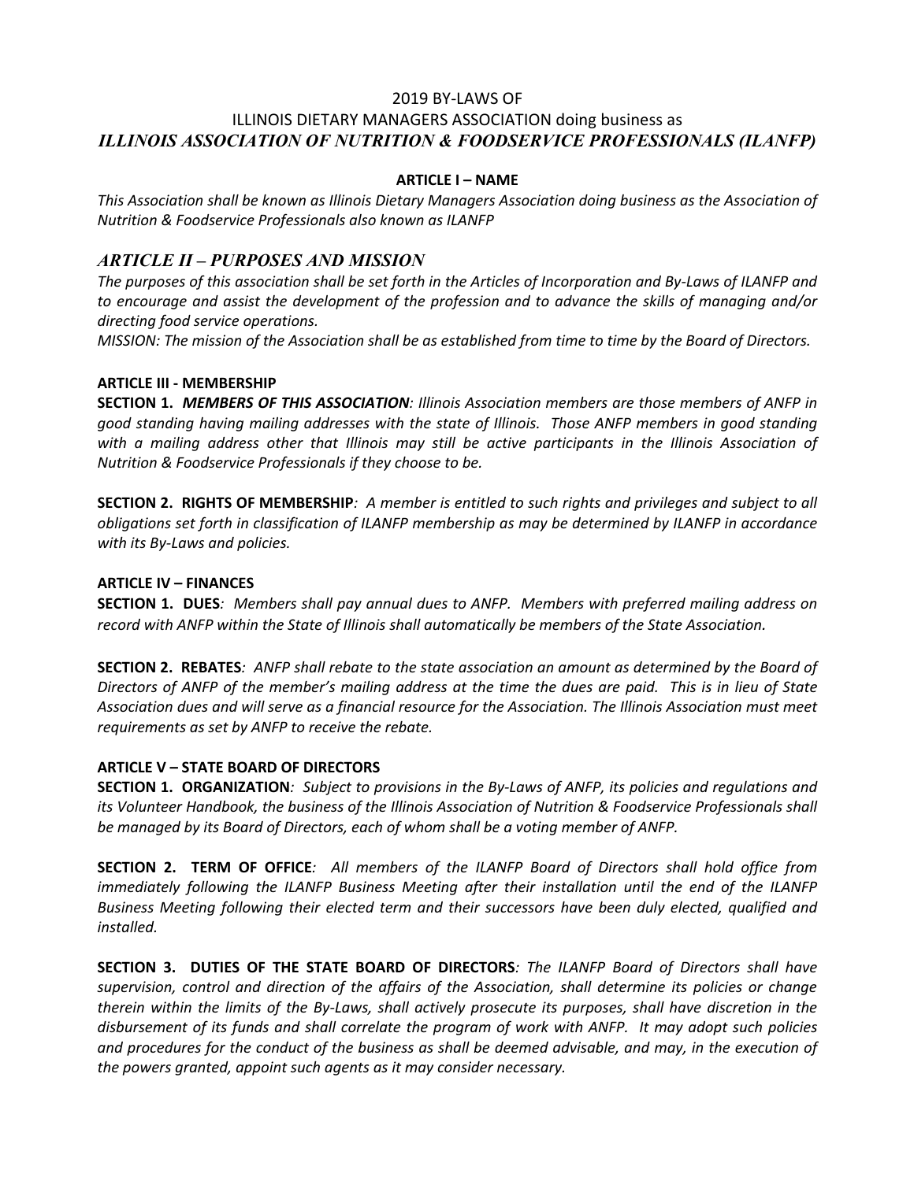# 2019 BY-LAWS OF
# ILLINOIS DIETARY MANAGERS ASSOCIATION doing business as
# *ILLINOIS ASSOCIATION OF NUTRITION & FOODSERVICE PROFESSIONALS (ILANFP)*

## ARTICLE I – NAME

*This Association shall be known as Illinois Dietary Managers Association doing business as the Association of Nutrition & Foodservice Professionals also known as ILANFP*

## *ARTICLE II – PURPOSES AND MISSION*

*The purposes of this association shall be set forth in the Articles of Incorporation and By-Laws of ILANFP and to encourage and assist the development of the profession and to advance the skills of managing and/or directing food service operations.*

*MISSION: The mission of the Association shall be as established from time to time by the Board of Directors.*

## ARTICLE III - MEMBERSHIP

**SECTION 1.** ***MEMBERS OF THIS ASSOCIATION****: Illinois Association members are those members of ANFP in good standing having mailing addresses with the state of Illinois. Those ANFP members in good standing with a mailing address other that Illinois may still be active participants in the Illinois Association of Nutrition & Foodservice Professionals if they choose to be.*

**SECTION 2. RIGHTS OF MEMBERSHIP***: A member is entitled to such rights and privileges and subject to all obligations set forth in classification of ILANFP membership as may be determined by ILANFP in accordance with its By-Laws and policies.*

## ARTICLE IV – FINANCES

**SECTION 1. DUES***: Members shall pay annual dues to ANFP. Members with preferred mailing address on record with ANFP within the State of Illinois shall automatically be members of the State Association.*

**SECTION 2. REBATES***: ANFP shall rebate to the state association an amount as determined by the Board of Directors of ANFP of the member's mailing address at the time the dues are paid. This is in lieu of State Association dues and will serve as a financial resource for the Association. The Illinois Association must meet requirements as set by ANFP to receive the rebate.*

## ARTICLE V – STATE BOARD OF DIRECTORS

**SECTION 1. ORGANIZATION***: Subject to provisions in the By-Laws of ANFP, its policies and regulations and its Volunteer Handbook, the business of the Illinois Association of Nutrition & Foodservice Professionals shall be managed by its Board of Directors, each of whom shall be a voting member of ANFP.*

**SECTION 2. TERM OF OFFICE***: All members of the ILANFP Board of Directors shall hold office from immediately following the ILANFP Business Meeting after their installation until the end of the ILANFP Business Meeting following their elected term and their successors have been duly elected, qualified and installed.*

**SECTION 3. DUTIES OF THE STATE BOARD OF DIRECTORS***: The ILANFP Board of Directors shall have supervision, control and direction of the affairs of the Association, shall determine its policies or change therein within the limits of the By-Laws, shall actively prosecute its purposes, shall have discretion in the disbursement of its funds and shall correlate the program of work with ANFP. It may adopt such policies and procedures for the conduct of the business as shall be deemed advisable, and may, in the execution of the powers granted, appoint such agents as it may consider necessary.*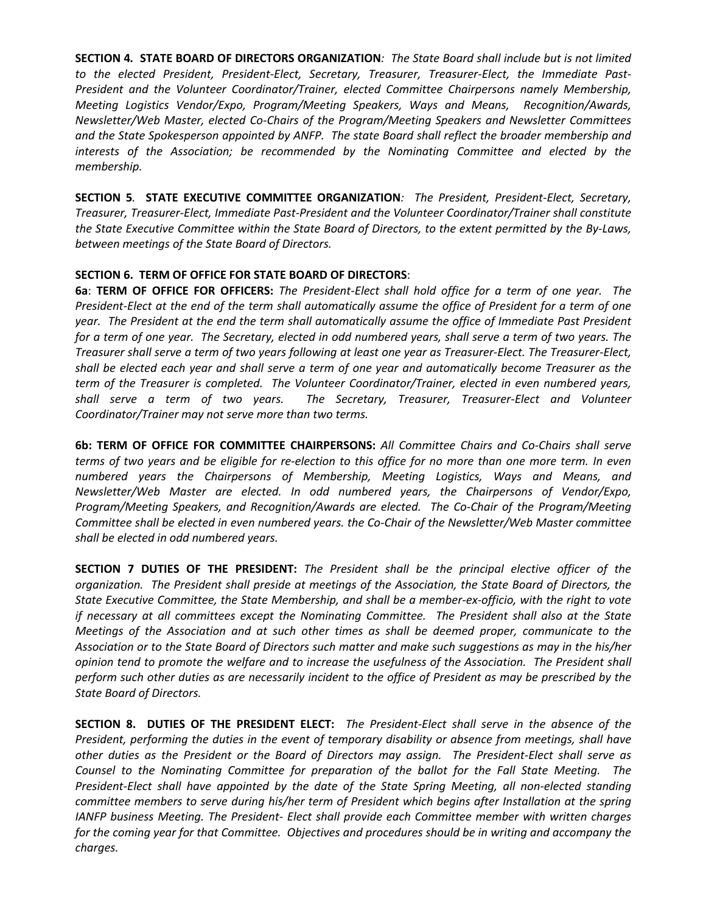**SECTION 4. STATE BOARD OF DIRECTORS ORGANIZATION***: The State Board shall include but is not limited to the elected President, President-Elect, Secretary, Treasurer, Treasurer-Elect, the Immediate Past-President and the Volunteer Coordinator/Trainer, elected Committee Chairpersons namely Membership, Meeting Logistics Vendor/Expo, Program/Meeting Speakers, Ways and Means, Recognition/Awards, Newsletter/Web Master, elected Co-Chairs of the Program/Meeting Speakers and Newsletter Committees and the State Spokesperson appointed by ANFP. The state Board shall reflect the broader membership and interests of the Association; be recommended by the Nominating Committee and elected by the membership.*

**SECTION 5***.* **STATE EXECUTIVE COMMITTEE ORGANIZATION***: The President, President-Elect, Secretary, Treasurer, Treasurer-Elect, Immediate Past-President and the Volunteer Coordinator/Trainer shall constitute the State Executive Committee within the State Board of Directors, to the extent permitted by the By-Laws, between meetings of the State Board of Directors.*

**SECTION 6. TERM OF OFFICE FOR STATE BOARD OF DIRECTORS**:

**6a**: **TERM OF OFFICE FOR OFFICERS:** *The President-Elect shall hold office for a term of one year. The President-Elect at the end of the term shall automatically assume the office of President for a term of one year. The President at the end the term shall automatically assume the office of Immediate Past President for a term of one year. The Secretary, elected in odd numbered years, shall serve a term of two years. The Treasurer shall serve a term of two years following at least one year as Treasurer-Elect. The Treasurer-Elect, shall be elected each year and shall serve a term of one year and automatically become Treasurer as the term of the Treasurer is completed. The Volunteer Coordinator/Trainer, elected in even numbered years, shall serve a term of two years. The Secretary, Treasurer, Treasurer-Elect and Volunteer Coordinator/Trainer may not serve more than two terms.*

**6b: TERM OF OFFICE FOR COMMITTEE CHAIRPERSONS:** *All Committee Chairs and Co-Chairs shall serve terms of two years and be eligible for re-election to this office for no more than one more term. In even numbered years the Chairpersons of Membership, Meeting Logistics, Ways and Means, and Newsletter/Web Master are elected. In odd numbered years, the Chairpersons of Vendor/Expo, Program/Meeting Speakers, and Recognition/Awards are elected. The Co-Chair of the Program/Meeting Committee shall be elected in even numbered years. the Co-Chair of the Newsletter/Web Master committee shall be elected in odd numbered years.*

**SECTION 7 DUTIES OF THE PRESIDENT:** *The President shall be the principal elective officer of the organization. The President shall preside at meetings of the Association, the State Board of Directors, the State Executive Committee, the State Membership, and shall be a member-ex-officio, with the right to vote if necessary at all committees except the Nominating Committee. The President shall also at the State Meetings of the Association and at such other times as shall be deemed proper, communicate to the Association or to the State Board of Directors such matter and make such suggestions as may in the his/her opinion tend to promote the welfare and to increase the usefulness of the Association. The President shall perform such other duties as are necessarily incident to the office of President as may be prescribed by the State Board of Directors.*

**SECTION 8. DUTIES OF THE PRESIDENT ELECT:** *The President-Elect shall serve in the absence of the President, performing the duties in the event of temporary disability or absence from meetings, shall have other duties as the President or the Board of Directors may assign. The President-Elect shall serve as Counsel to the Nominating Committee for preparation of the ballot for the Fall State Meeting. The President-Elect shall have appointed by the date of the State Spring Meeting, all non-elected standing committee members to serve during his/her term of President which begins after Installation at the spring IANFP business Meeting. The President- Elect shall provide each Committee member with written charges for the coming year for that Committee. Objectives and procedures should be in writing and accompany the charges.*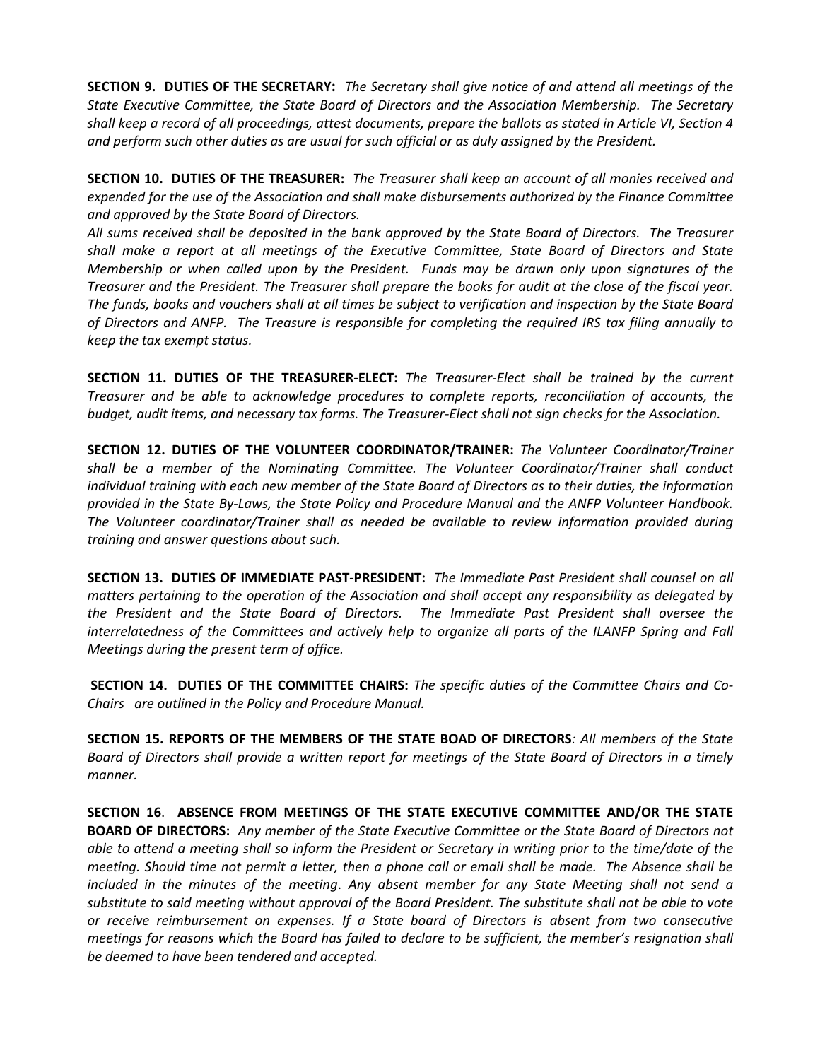**SECTION 9. DUTIES OF THE SECRETARY:** *The Secretary shall give notice of and attend all meetings of the State Executive Committee, the State Board of Directors and the Association Membership. The Secretary shall keep a record of all proceedings, attest documents, prepare the ballots as stated in Article VI, Section 4 and perform such other duties as are usual for such official or as duly assigned by the President.*

**SECTION 10. DUTIES OF THE TREASURER:** *The Treasurer shall keep an account of all monies received and expended for the use of the Association and shall make disbursements authorized by the Finance Committee and approved by the State Board of Directors.*

*All sums received shall be deposited in the bank approved by the State Board of Directors. The Treasurer shall make a report at all meetings of the Executive Committee, State Board of Directors and State Membership or when called upon by the President. Funds may be drawn only upon signatures of the Treasurer and the President. The Treasurer shall prepare the books for audit at the close of the fiscal year. The funds, books and vouchers shall at all times be subject to verification and inspection by the State Board of Directors and ANFP. The Treasure is responsible for completing the required IRS tax filing annually to keep the tax exempt status.*

**SECTION 11. DUTIES OF THE TREASURER-ELECT:** *The Treasurer-Elect shall be trained by the current Treasurer and be able to acknowledge procedures to complete reports, reconciliation of accounts, the budget, audit items, and necessary tax forms. The Treasurer-Elect shall not sign checks for the Association.*

**SECTION 12. DUTIES OF THE VOLUNTEER COORDINATOR/TRAINER:** *The Volunteer Coordinator/Trainer shall be a member of the Nominating Committee. The Volunteer Coordinator/Trainer shall conduct individual training with each new member of the State Board of Directors as to their duties, the information provided in the State By-Laws, the State Policy and Procedure Manual and the ANFP Volunteer Handbook. The Volunteer coordinator/Trainer shall as needed be available to review information provided during training and answer questions about such.*

**SECTION 13. DUTIES OF IMMEDIATE PAST-PRESIDENT:** *The Immediate Past President shall counsel on all matters pertaining to the operation of the Association and shall accept any responsibility as delegated by the President and the State Board of Directors. The Immediate Past President shall oversee the interrelatedness of the Committees and actively help to organize all parts of the ILANFP Spring and Fall Meetings during the present term of office.*

**SECTION 14. DUTIES OF THE COMMITTEE CHAIRS:** *The specific duties of the Committee Chairs and Co-Chairs are outlined in the Policy and Procedure Manual.*

**SECTION 15. REPORTS OF THE MEMBERS OF THE STATE BOAD OF DIRECTORS***: All members of the State Board of Directors shall provide a written report for meetings of the State Board of Directors in a timely manner.*

**SECTION 16. ABSENCE FROM MEETINGS OF THE STATE EXECUTIVE COMMITTEE AND/OR THE STATE BOARD OF DIRECTORS:** *Any member of the State Executive Committee or the State Board of Directors not able to attend a meeting shall so inform the President or Secretary in writing prior to the time/date of the meeting. Should time not permit a letter, then a phone call or email shall be made. The Absence shall be included in the minutes of the meeting. Any absent member for any State Meeting shall not send a substitute to said meeting without approval of the Board President. The substitute shall not be able to vote or receive reimbursement on expenses. If a State board of Directors is absent from two consecutive meetings for reasons which the Board has failed to declare to be sufficient, the member's resignation shall be deemed to have been tendered and accepted.*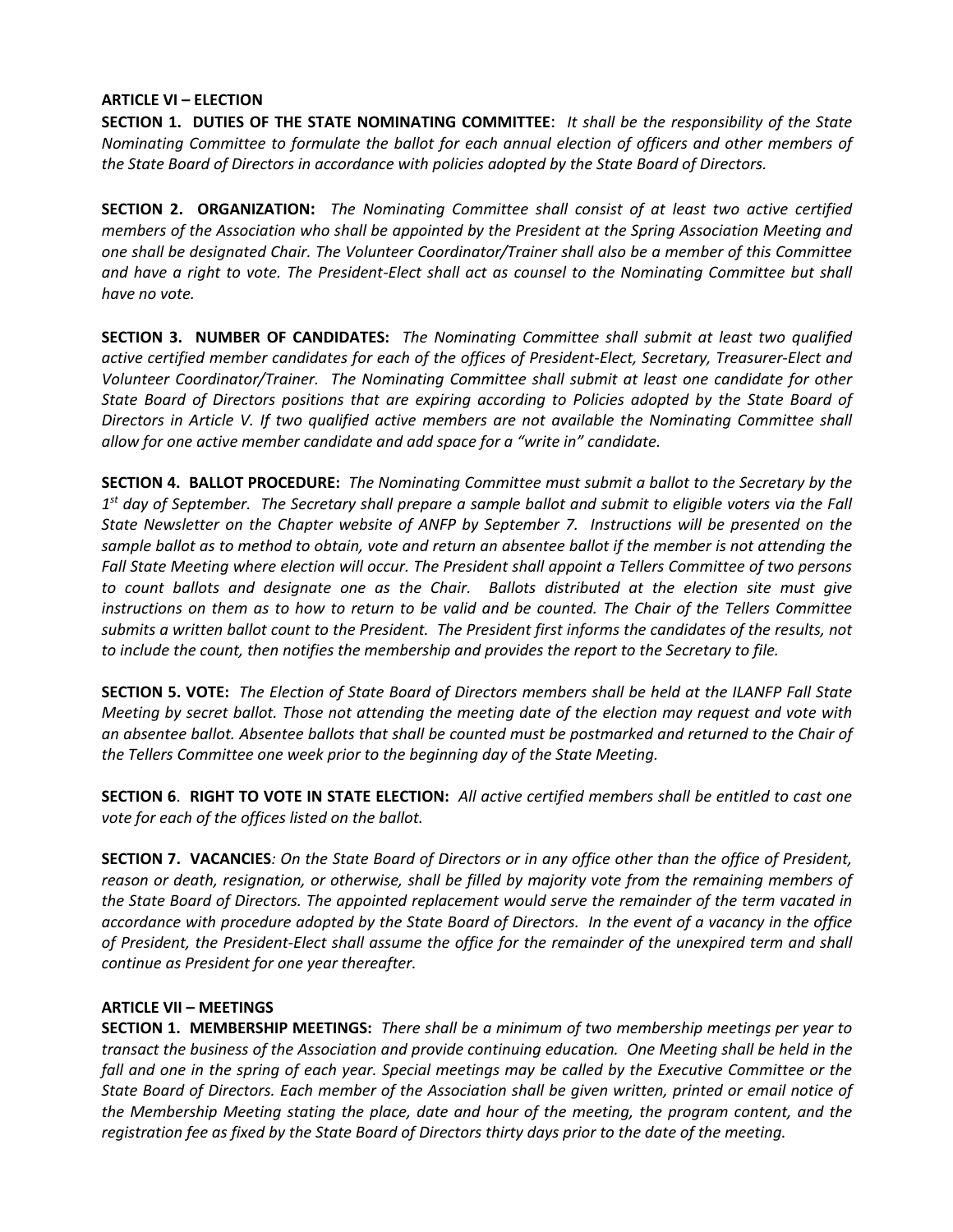**ARTICLE VI – ELECTION**

**SECTION 1. DUTIES OF THE STATE NOMINATING COMMITTEE**: *It shall be the responsibility of the State Nominating Committee to formulate the ballot for each annual election of officers and other members of the State Board of Directors in accordance with policies adopted by the State Board of Directors.*

**SECTION 2. ORGANIZATION:** *The Nominating Committee shall consist of at least two active certified members of the Association who shall be appointed by the President at the Spring Association Meeting and one shall be designated Chair. The Volunteer Coordinator/Trainer shall also be a member of this Committee and have a right to vote. The President-Elect shall act as counsel to the Nominating Committee but shall have no vote.*

**SECTION 3. NUMBER OF CANDIDATES:** *The Nominating Committee shall submit at least two qualified active certified member candidates for each of the offices of President-Elect, Secretary, Treasurer-Elect and Volunteer Coordinator/Trainer. The Nominating Committee shall submit at least one candidate for other State Board of Directors positions that are expiring according to Policies adopted by the State Board of Directors in Article V. If two qualified active members are not available the Nominating Committee shall allow for one active member candidate and add space for a "write in" candidate.*

**SECTION 4. BALLOT PROCEDURE:** *The Nominating Committee must submit a ballot to the Secretary by the 1st day of September. The Secretary shall prepare a sample ballot and submit to eligible voters via the Fall State Newsletter on the Chapter website of ANFP by September 7. Instructions will be presented on the sample ballot as to method to obtain, vote and return an absentee ballot if the member is not attending the Fall State Meeting where election will occur. The President shall appoint a Tellers Committee of two persons to count ballots and designate one as the Chair. Ballots distributed at the election site must give instructions on them as to how to return to be valid and be counted. The Chair of the Tellers Committee submits a written ballot count to the President. The President first informs the candidates of the results, not to include the count, then notifies the membership and provides the report to the Secretary to file.*

**SECTION 5. VOTE:** *The Election of State Board of Directors members shall be held at the ILANFP Fall State Meeting by secret ballot. Those not attending the meeting date of the election may request and vote with an absentee ballot. Absentee ballots that shall be counted must be postmarked and returned to the Chair of the Tellers Committee one week prior to the beginning day of the State Meeting.*

**SECTION 6**. **RIGHT TO VOTE IN STATE ELECTION:** *All active certified members shall be entitled to cast one vote for each of the offices listed on the ballot.*

**SECTION 7. VACANCIES***: On the State Board of Directors or in any office other than the office of President, reason or death, resignation, or otherwise, shall be filled by majority vote from the remaining members of the State Board of Directors. The appointed replacement would serve the remainder of the term vacated in accordance with procedure adopted by the State Board of Directors. In the event of a vacancy in the office of President, the President-Elect shall assume the office for the remainder of the unexpired term and shall continue as President for one year thereafter.*

**ARTICLE VII – MEETINGS**

**SECTION 1. MEMBERSHIP MEETINGS:** *There shall be a minimum of two membership meetings per year to transact the business of the Association and provide continuing education. One Meeting shall be held in the fall and one in the spring of each year. Special meetings may be called by the Executive Committee or the State Board of Directors. Each member of the Association shall be given written, printed or email notice of the Membership Meeting stating the place, date and hour of the meeting, the program content, and the registration fee as fixed by the State Board of Directors thirty days prior to the date of the meeting.*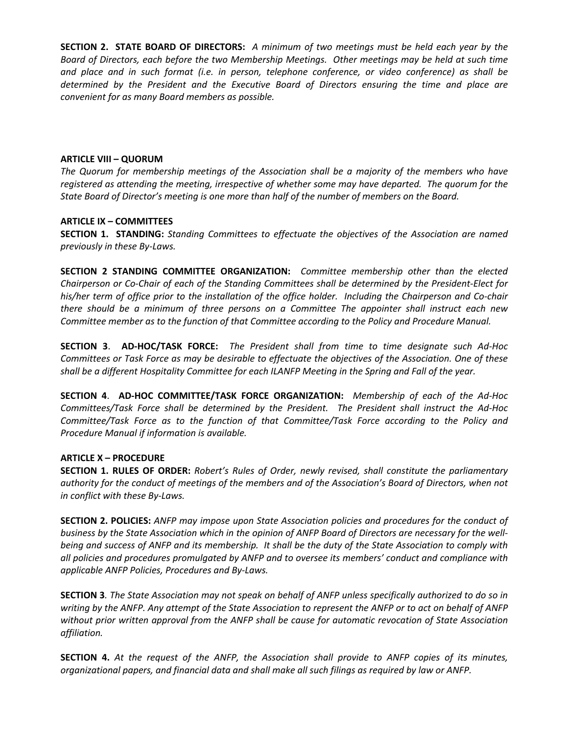**SECTION 2. STATE BOARD OF DIRECTORS:** *A minimum of two meetings must be held each year by the Board of Directors, each before the two Membership Meetings. Other meetings may be held at such time and place and in such format (i.e. in person, telephone conference, or video conference) as shall be determined by the President and the Executive Board of Directors ensuring the time and place are convenient for as many Board members as possible.*

## ARTICLE VIII – QUORUM

*The Quorum for membership meetings of the Association shall be a majority of the members who have registered as attending the meeting, irrespective of whether some may have departed. The quorum for the State Board of Director's meeting is one more than half of the number of members on the Board.*

## ARTICLE IX – COMMITTEES

**SECTION 1. STANDING:** *Standing Committees to effectuate the objectives of the Association are named previously in these By-Laws.*

**SECTION 2 STANDING COMMITTEE ORGANIZATION:** *Committee membership other than the elected Chairperson or Co-Chair of each of the Standing Committees shall be determined by the President-Elect for his/her term of office prior to the installation of the office holder. Including the Chairperson and Co-chair there should be a minimum of three persons on a Committee The appointer shall instruct each new Committee member as to the function of that Committee according to the Policy and Procedure Manual.*

**SECTION 3**. **AD-HOC/TASK FORCE:** *The President shall from time to time designate such Ad-Hoc Committees or Task Force as may be desirable to effectuate the objectives of the Association. One of these shall be a different Hospitality Committee for each ILANFP Meeting in the Spring and Fall of the year.*

**SECTION 4**. **AD-HOC COMMITTEE/TASK FORCE ORGANIZATION:** *Membership of each of the Ad-Hoc Committees/Task Force shall be determined by the President. The President shall instruct the Ad-Hoc Committee/Task Force as to the function of that Committee/Task Force according to the Policy and Procedure Manual if information is available.*

## ARTICLE X – PROCEDURE

**SECTION 1. RULES OF ORDER:** *Robert's Rules of Order, newly revised, shall constitute the parliamentary authority for the conduct of meetings of the members and of the Association's Board of Directors, when not in conflict with these By-Laws.*

**SECTION 2. POLICIES:** *ANFP may impose upon State Association policies and procedures for the conduct of business by the State Association which in the opinion of ANFP Board of Directors are necessary for the well-being and success of ANFP and its membership. It shall be the duty of the State Association to comply with all policies and procedures promulgated by ANFP and to oversee its members' conduct and compliance with applicable ANFP Policies, Procedures and By-Laws.*

**SECTION 3**. *The State Association may not speak on behalf of ANFP unless specifically authorized to do so in writing by the ANFP. Any attempt of the State Association to represent the ANFP or to act on behalf of ANFP without prior written approval from the ANFP shall be cause for automatic revocation of State Association affiliation.*

**SECTION 4.** *At the request of the ANFP, the Association shall provide to ANFP copies of its minutes, organizational papers, and financial data and shall make all such filings as required by law or ANFP.*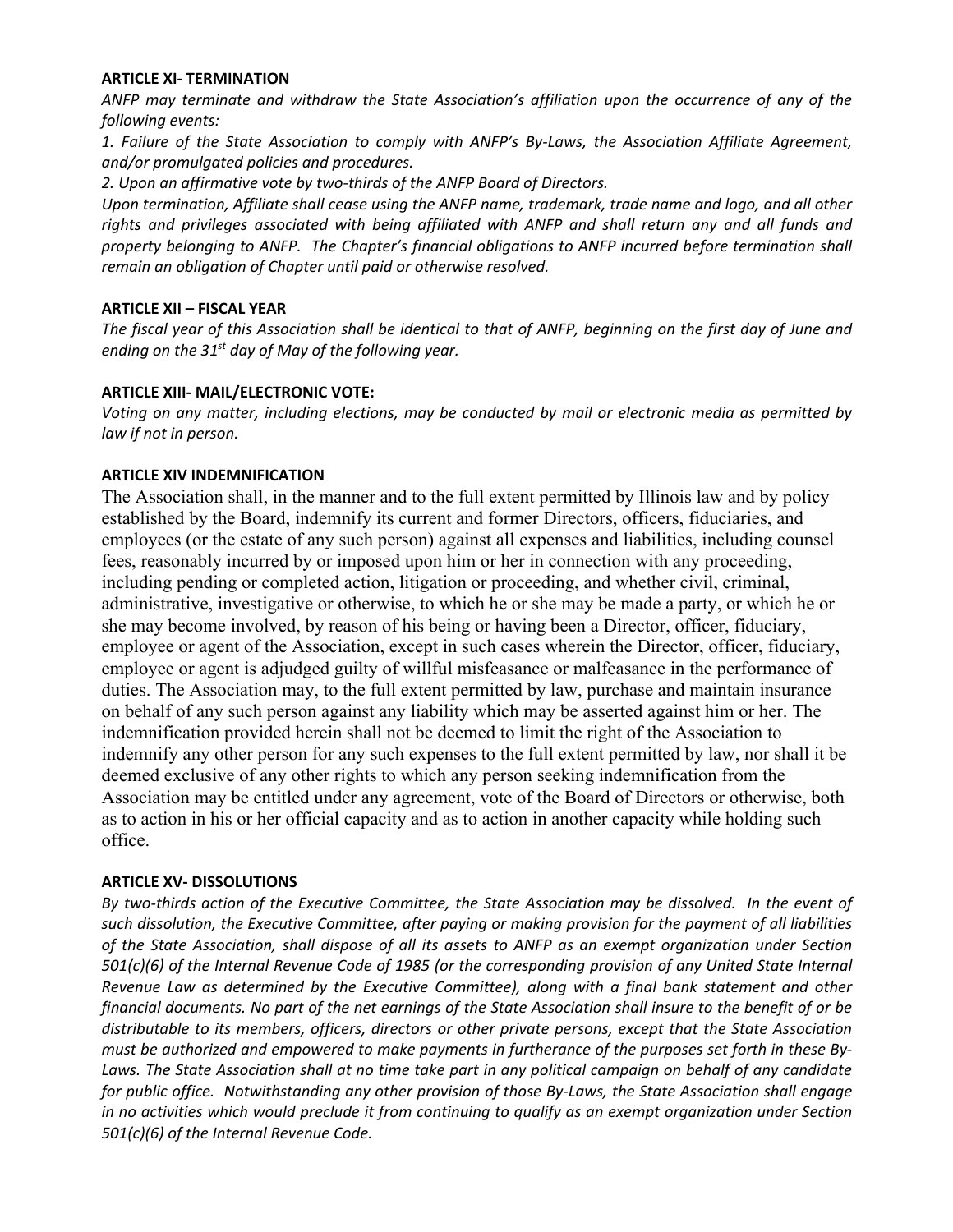**ARTICLE XI- TERMINATION**

*ANFP may terminate and withdraw the State Association's affiliation upon the occurrence of any of the following events:*

*1. Failure of the State Association to comply with ANFP's By-Laws, the Association Affiliate Agreement, and/or promulgated policies and procedures.*

*2. Upon an affirmative vote by two-thirds of the ANFP Board of Directors.*

*Upon termination, Affiliate shall cease using the ANFP name, trademark, trade name and logo, and all other rights and privileges associated with being affiliated with ANFP and shall return any and all funds and property belonging to ANFP. The Chapter's financial obligations to ANFP incurred before termination shall remain an obligation of Chapter until paid or otherwise resolved.*

**ARTICLE XII – FISCAL YEAR**

*The fiscal year of this Association shall be identical to that of ANFP, beginning on the first day of June and ending on the 31st day of May of the following year.*

**ARTICLE XIII- MAIL/ELECTRONIC VOTE:**

*Voting on any matter, including elections, may be conducted by mail or electronic media as permitted by law if not in person.*

**ARTICLE XIV INDEMNIFICATION**

The Association shall, in the manner and to the full extent permitted by Illinois law and by policy established by the Board, indemnify its current and former Directors, officers, fiduciaries, and employees (or the estate of any such person) against all expenses and liabilities, including counsel fees, reasonably incurred by or imposed upon him or her in connection with any proceeding, including pending or completed action, litigation or proceeding, and whether civil, criminal, administrative, investigative or otherwise, to which he or she may be made a party, or which he or she may become involved, by reason of his being or having been a Director, officer, fiduciary, employee or agent of the Association, except in such cases wherein the Director, officer, fiduciary, employee or agent is adjudged guilty of willful misfeasance or malfeasance in the performance of duties. The Association may, to the full extent permitted by law, purchase and maintain insurance on behalf of any such person against any liability which may be asserted against him or her. The indemnification provided herein shall not be deemed to limit the right of the Association to indemnify any other person for any such expenses to the full extent permitted by law, nor shall it be deemed exclusive of any other rights to which any person seeking indemnification from the Association may be entitled under any agreement, vote of the Board of Directors or otherwise, both as to action in his or her official capacity and as to action in another capacity while holding such office.

**ARTICLE XV- DISSOLUTIONS**

*By two-thirds action of the Executive Committee, the State Association may be dissolved. In the event of such dissolution, the Executive Committee, after paying or making provision for the payment of all liabilities of the State Association, shall dispose of all its assets to ANFP as an exempt organization under Section 501(c)(6) of the Internal Revenue Code of 1985 (or the corresponding provision of any United State Internal Revenue Law as determined by the Executive Committee), along with a final bank statement and other financial documents. No part of the net earnings of the State Association shall insure to the benefit of or be distributable to its members, officers, directors or other private persons, except that the State Association must be authorized and empowered to make payments in furtherance of the purposes set forth in these By-Laws. The State Association shall at no time take part in any political campaign on behalf of any candidate for public office. Notwithstanding any other provision of those By-Laws, the State Association shall engage in no activities which would preclude it from continuing to qualify as an exempt organization under Section 501(c)(6) of the Internal Revenue Code.*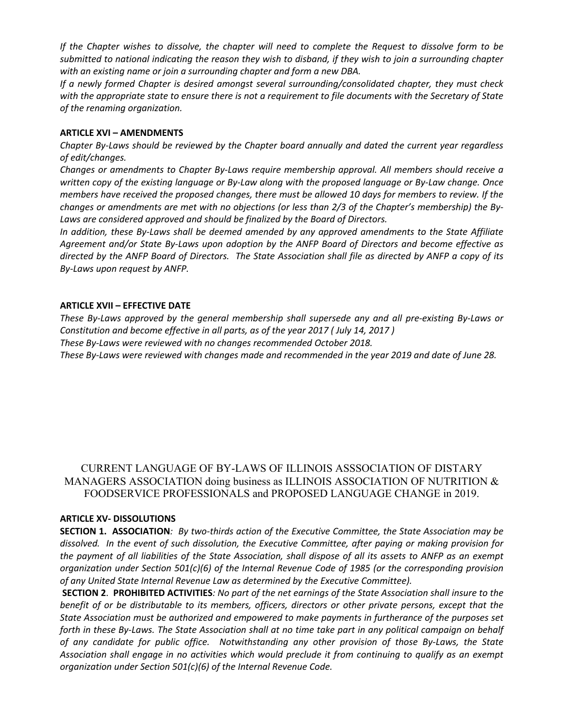*If the Chapter wishes to dissolve, the chapter will need to complete the Request to dissolve form to be submitted to national indicating the reason they wish to disband, if they wish to join a surrounding chapter with an existing name or join a surrounding chapter and form a new DBA.*

*If a newly formed Chapter is desired amongst several surrounding/consolidated chapter, they must check with the appropriate state to ensure there is not a requirement to file documents with the Secretary of State of the renaming organization.*

**ARTICLE XVI – AMENDMENTS**

*Chapter By-Laws should be reviewed by the Chapter board annually and dated the current year regardless of edit/changes.*

*Changes or amendments to Chapter By-Laws require membership approval. All members should receive a written copy of the existing language or By-Law along with the proposed language or By-Law change. Once members have received the proposed changes, there must be allowed 10 days for members to review. If the changes or amendments are met with no objections (or less than 2/3 of the Chapter's membership) the By-Laws are considered approved and should be finalized by the Board of Directors.*

*In addition, these By-Laws shall be deemed amended by any approved amendments to the State Affiliate Agreement and/or State By-Laws upon adoption by the ANFP Board of Directors and become effective as directed by the ANFP Board of Directors. The State Association shall file as directed by ANFP a copy of its By-Laws upon request by ANFP.*

**ARTICLE XVII – EFFECTIVE DATE**

*These By-Laws approved by the general membership shall supersede any and all pre-existing By-Laws or Constitution and become effective in all parts, as of the year 2017 ( July 14, 2017 )*

*These By-Laws were reviewed with no changes recommended October 2018.*

*These By-Laws were reviewed with changes made and recommended in the year 2019 and date of June 28.*

CURRENT LANGUAGE OF BY-LAWS OF ILLINOIS ASSSOCIATION OF DISTARY MANAGERS ASSOCIATION doing business as ILLINOIS ASSOCIATION OF NUTRITION & FOODSERVICE PROFESSIONALS and PROPOSED LANGUAGE CHANGE in 2019.

**ARTICLE XV- DISSOLUTIONS**

**SECTION 1. ASSOCIATION***: By two-thirds action of the Executive Committee, the State Association may be dissolved. In the event of such dissolution, the Executive Committee, after paying or making provision for the payment of all liabilities of the State Association, shall dispose of all its assets to ANFP as an exempt organization under Section 501(c)(6) of the Internal Revenue Code of 1985 (or the corresponding provision of any United State Internal Revenue Law as determined by the Executive Committee).*

**SECTION 2**. **PROHIBITED ACTIVITIES***: No part of the net earnings of the State Association shall insure to the benefit of or be distributable to its members, officers, directors or other private persons, except that the State Association must be authorized and empowered to make payments in furtherance of the purposes set forth in these By-Laws. The State Association shall at no time take part in any political campaign on behalf of any candidate for public office. Notwithstanding any other provision of those By-Laws, the State Association shall engage in no activities which would preclude it from continuing to qualify as an exempt organization under Section 501(c)(6) of the Internal Revenue Code.*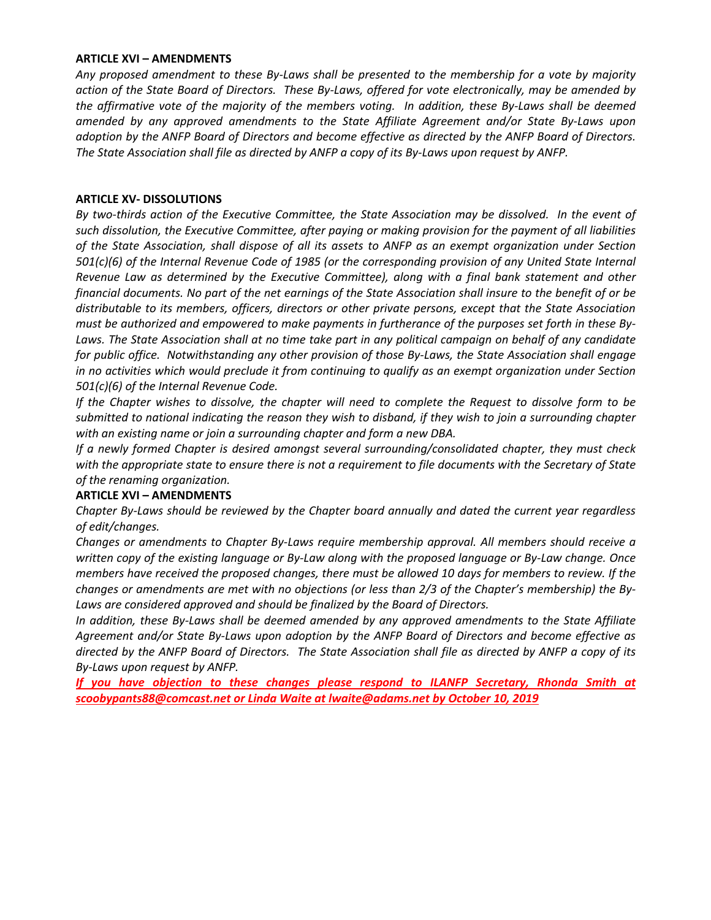**ARTICLE XVI – AMENDMENTS**

*Any proposed amendment to these By-Laws shall be presented to the membership for a vote by majority action of the State Board of Directors. These By-Laws, offered for vote electronically, may be amended by the affirmative vote of the majority of the members voting. In addition, these By-Laws shall be deemed amended by any approved amendments to the State Affiliate Agreement and/or State By-Laws upon adoption by the ANFP Board of Directors and become effective as directed by the ANFP Board of Directors. The State Association shall file as directed by ANFP a copy of its By-Laws upon request by ANFP.*

**ARTICLE XV- DISSOLUTIONS**

*By two-thirds action of the Executive Committee, the State Association may be dissolved. In the event of such dissolution, the Executive Committee, after paying or making provision for the payment of all liabilities of the State Association, shall dispose of all its assets to ANFP as an exempt organization under Section 501(c)(6) of the Internal Revenue Code of 1985 (or the corresponding provision of any United State Internal Revenue Law as determined by the Executive Committee), along with a final bank statement and other financial documents. No part of the net earnings of the State Association shall insure to the benefit of or be distributable to its members, officers, directors or other private persons, except that the State Association must be authorized and empowered to make payments in furtherance of the purposes set forth in these By-Laws. The State Association shall at no time take part in any political campaign on behalf of any candidate for public office. Notwithstanding any other provision of those By-Laws, the State Association shall engage in no activities which would preclude it from continuing to qualify as an exempt organization under Section 501(c)(6) of the Internal Revenue Code.*

*If the Chapter wishes to dissolve, the chapter will need to complete the Request to dissolve form to be submitted to national indicating the reason they wish to disband, if they wish to join a surrounding chapter with an existing name or join a surrounding chapter and form a new DBA.*

*If a newly formed Chapter is desired amongst several surrounding/consolidated chapter, they must check with the appropriate state to ensure there is not a requirement to file documents with the Secretary of State of the renaming organization.*

**ARTICLE XVI – AMENDMENTS**

*Chapter By-Laws should be reviewed by the Chapter board annually and dated the current year regardless of edit/changes.*

*Changes or amendments to Chapter By-Laws require membership approval. All members should receive a written copy of the existing language or By-Law along with the proposed language or By-Law change. Once members have received the proposed changes, there must be allowed 10 days for members to review. If the changes or amendments are met with no objections (or less than 2/3 of the Chapter's membership) the By-Laws are considered approved and should be finalized by the Board of Directors.*

*In addition, these By-Laws shall be deemed amended by any approved amendments to the State Affiliate Agreement and/or State By-Laws upon adoption by the ANFP Board of Directors and become effective as directed by the ANFP Board of Directors. The State Association shall file as directed by ANFP a copy of its By-Laws upon request by ANFP.*

***If you have objection to these changes please respond to ILANFP Secretary, Rhonda Smith at scoobypants88@comcast.net or Linda Waite at lwaite@adams.net by October 10, 2019***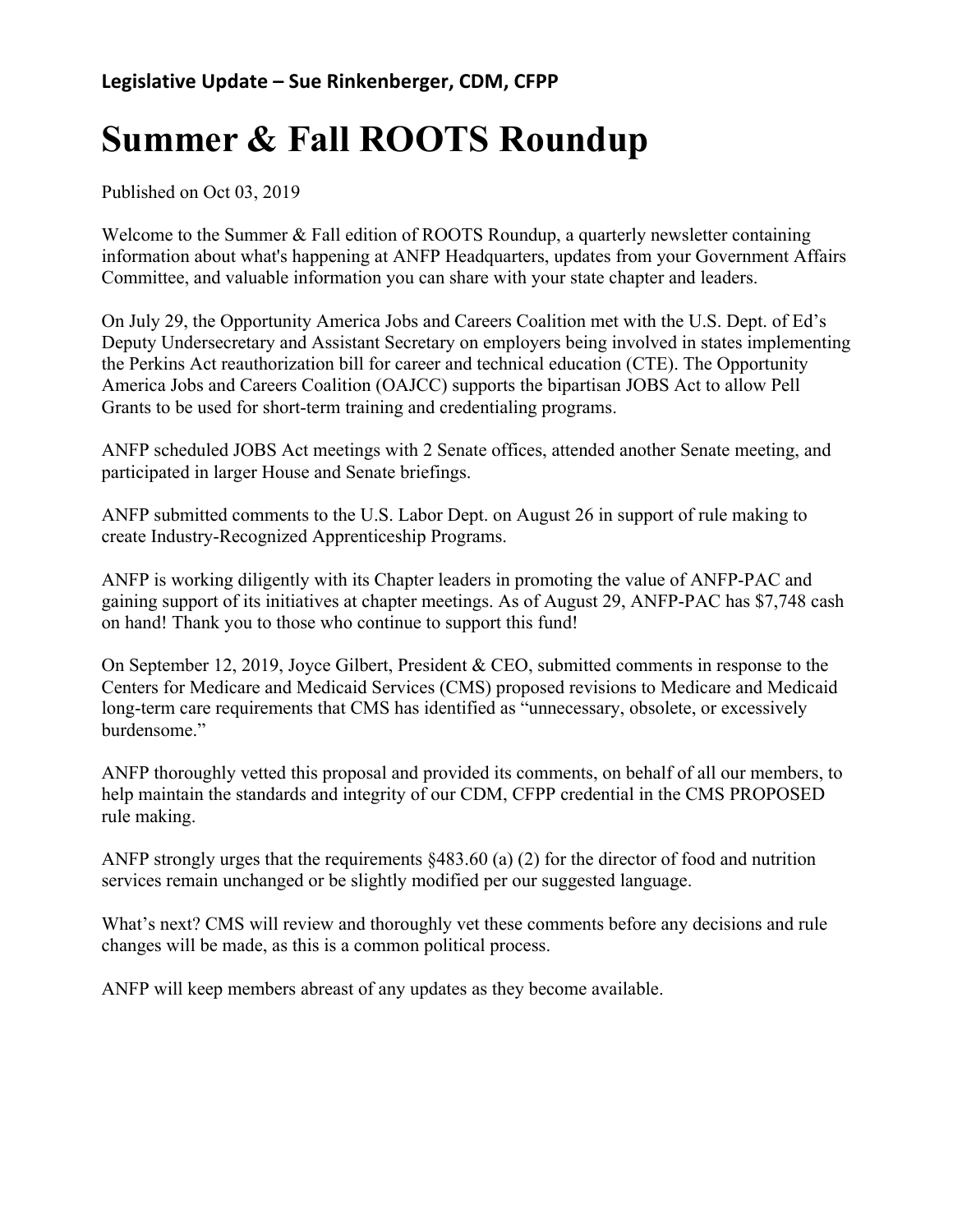**Legislative Update – Sue Rinkenberger, CDM, CFPP**

# Summer & Fall ROOTS Roundup

Published on Oct 03, 2019

Welcome to the Summer & Fall edition of ROOTS Roundup, a quarterly newsletter containing information about what's happening at ANFP Headquarters, updates from your Government Affairs Committee, and valuable information you can share with your state chapter and leaders.

On July 29, the Opportunity America Jobs and Careers Coalition met with the U.S. Dept. of Ed's Deputy Undersecretary and Assistant Secretary on employers being involved in states implementing the Perkins Act reauthorization bill for career and technical education (CTE). The Opportunity America Jobs and Careers Coalition (OAJCC) supports the bipartisan JOBS Act to allow Pell Grants to be used for short-term training and credentialing programs.

ANFP scheduled JOBS Act meetings with 2 Senate offices, attended another Senate meeting, and participated in larger House and Senate briefings.

ANFP submitted comments to the U.S. Labor Dept. on August 26 in support of rule making to create Industry-Recognized Apprenticeship Programs.

ANFP is working diligently with its Chapter leaders in promoting the value of ANFP-PAC and gaining support of its initiatives at chapter meetings. As of August 29, ANFP-PAC has $7,748 cash on hand! Thank you to those who continue to support this fund!

On September 12, 2019, Joyce Gilbert, President & CEO, submitted comments in response to the Centers for Medicare and Medicaid Services (CMS) proposed revisions to Medicare and Medicaid long-term care requirements that CMS has identified as "unnecessary, obsolete, or excessively burdensome."

ANFP thoroughly vetted this proposal and provided its comments, on behalf of all our members, to help maintain the standards and integrity of our CDM, CFPP credential in the CMS PROPOSED rule making.

ANFP strongly urges that the requirements §483.60 (a) (2) for the director of food and nutrition services remain unchanged or be slightly modified per our suggested language.

What's next? CMS will review and thoroughly vet these comments before any decisions and rule changes will be made, as this is a common political process.

ANFP will keep members abreast of any updates as they become available.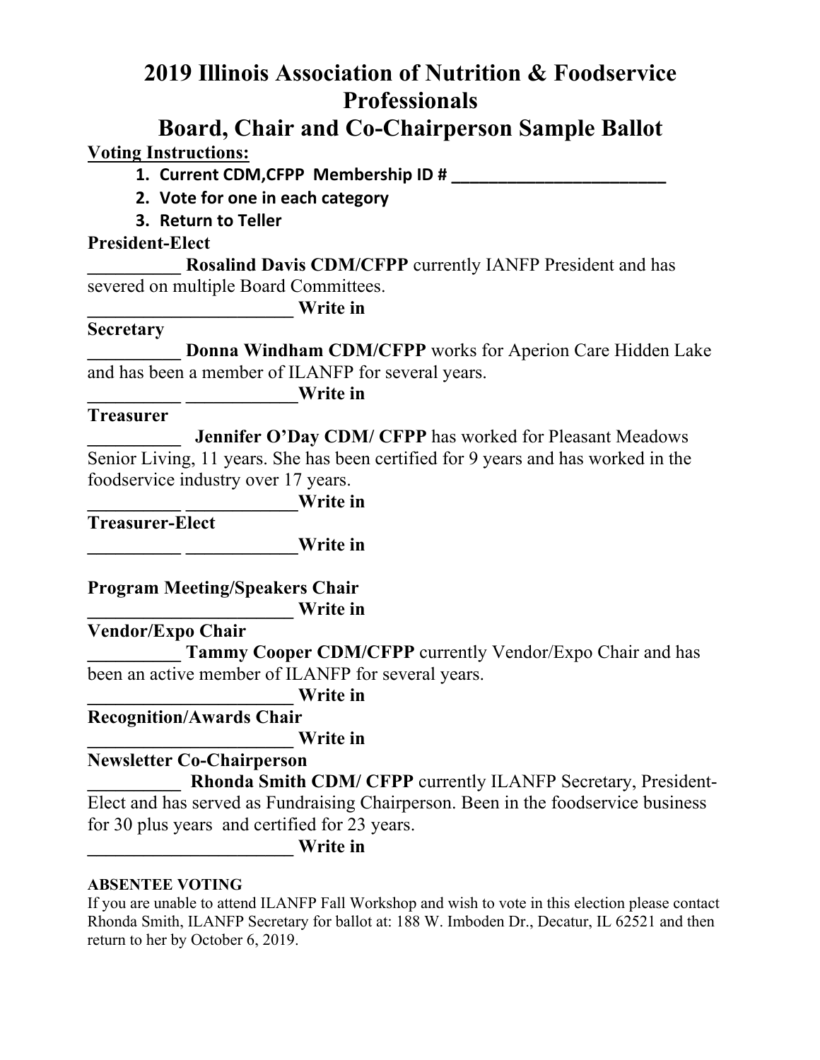# 2019 Illinois Association of Nutrition & Foodservice Professionals

## Board, Chair and Co-Chairperson Sample Ballot

**Voting Instructions:**

1. **Current CDM,CFPP Membership ID # ________________________**
2. **Vote for one in each category**
3. **Return to Teller**

**President-Elect**

**__________ Rosalind Davis CDM/CFPP** currently IANFP President and has severed on multiple Board Committees.

**______________________ Write in**

**Secretary**

**__________ Donna Windham CDM/CFPP** works for Aperion Care Hidden Lake and has been a member of ILANFP for several years.

**__________ ____________Write in**

**Treasurer**

**__________ Jennifer O'Day CDM/ CFPP** has worked for Pleasant Meadows Senior Living, 11 years. She has been certified for 9 years and has worked in the foodservice industry over 17 years.

**__________ ____________Write in**

**Treasurer-Elect**

**__________ ____________Write in**

**Program Meeting/Speakers Chair**

**______________________ Write in**

**Vendor/Expo Chair**

**__________ Tammy Cooper CDM/CFPP** currently Vendor/Expo Chair and has been an active member of ILANFP for several years.

**______________________ Write in**

**Recognition/Awards Chair**

**______________________ Write in**

**Newsletter Co-Chairperson**

**__________ Rhonda Smith CDM/ CFPP** currently ILANFP Secretary, President-Elect and has served as Fundraising Chairperson. Been in the foodservice business for 30 plus years and certified for 23 years.

**______________________ Write in**

**ABSENTEE VOTING**

If you are unable to attend ILANFP Fall Workshop and wish to vote in this election please contact Rhonda Smith, ILANFP Secretary for ballot at: 188 W. Imboden Dr., Decatur, IL 62521 and then return to her by October 6, 2019.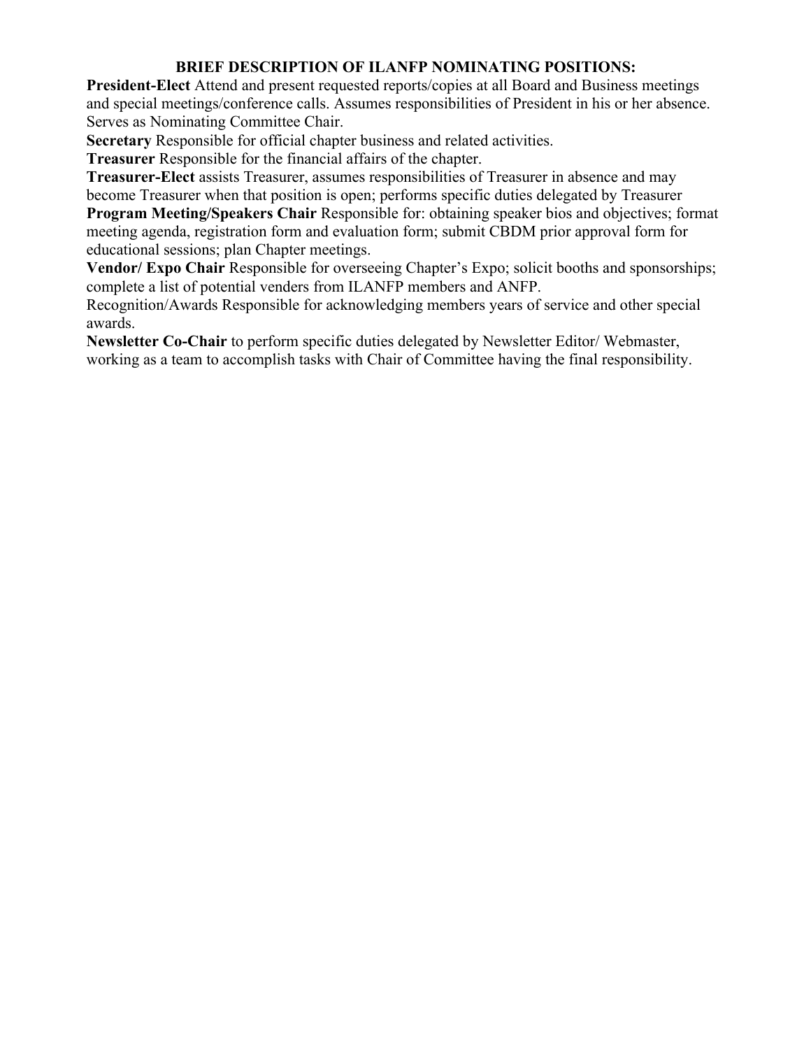## BRIEF DESCRIPTION OF ILANFP NOMINATING POSITIONS:

**President-Elect** Attend and present requested reports/copies at all Board and Business meetings and special meetings/conference calls. Assumes responsibilities of President in his or her absence. Serves as Nominating Committee Chair.

**Secretary** Responsible for official chapter business and related activities.

**Treasurer** Responsible for the financial affairs of the chapter.

**Treasurer-Elect** assists Treasurer, assumes responsibilities of Treasurer in absence and may become Treasurer when that position is open; performs specific duties delegated by Treasurer

**Program Meeting/Speakers Chair** Responsible for: obtaining speaker bios and objectives; format meeting agenda, registration form and evaluation form; submit CBDM prior approval form for educational sessions; plan Chapter meetings.

**Vendor/ Expo Chair** Responsible for overseeing Chapter's Expo; solicit booths and sponsorships; complete a list of potential venders from ILANFP members and ANFP.

Recognition/Awards Responsible for acknowledging members years of service and other special awards.

**Newsletter Co-Chair** to perform specific duties delegated by Newsletter Editor/ Webmaster, working as a team to accomplish tasks with Chair of Committee having the final responsibility.